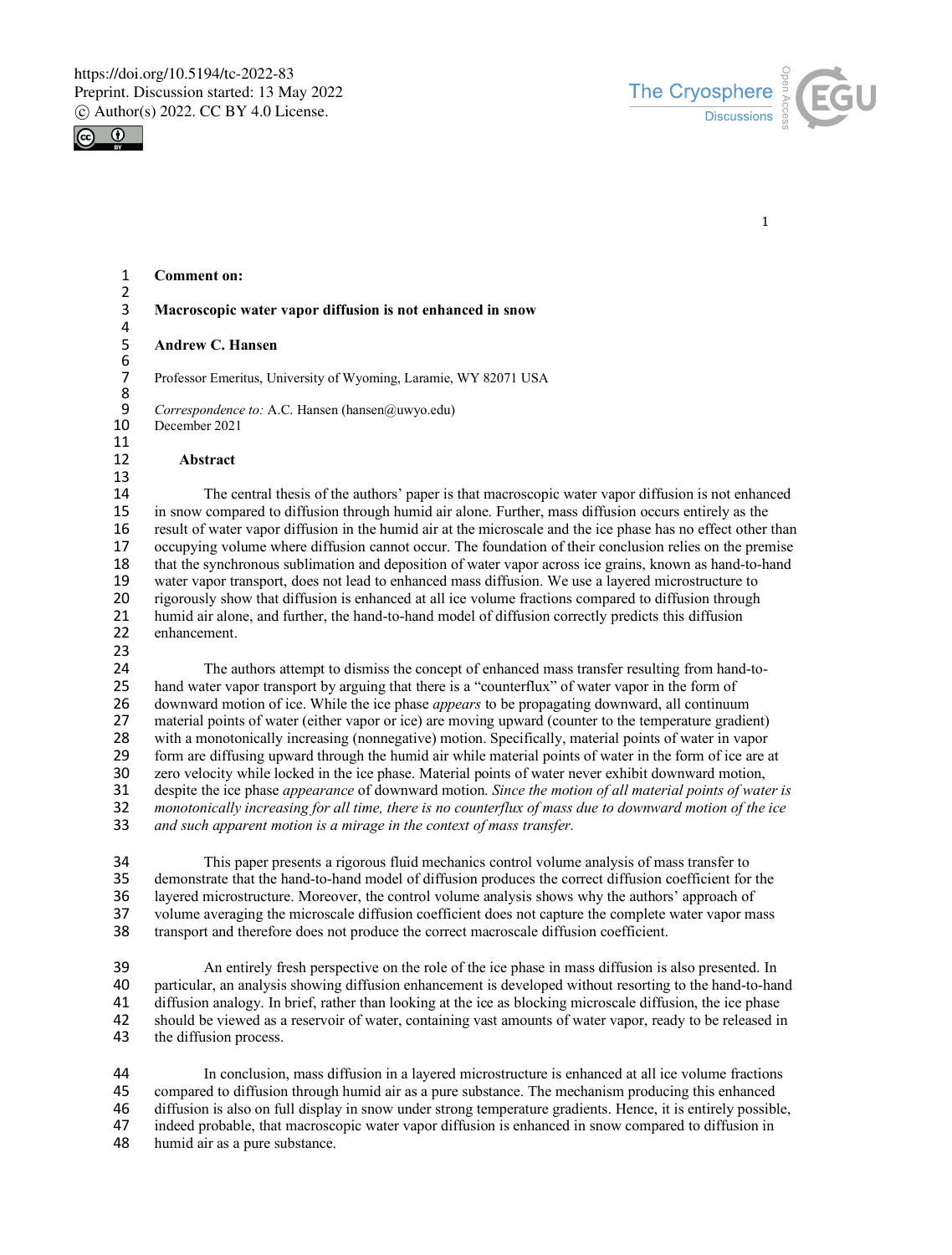**Comment on:**

# Macroscopic water vapor diffusion is not enhanced in snow

**Andrew C. Hansen**

Professor Emeritus, University of Wyoming, Laramie, WY 82071 USA

*Correspondence to:* A.C. Hansen (hansen@uwyo.edu)
December 2021

## Abstract

The central thesis of the authors' paper is that macroscopic water vapor diffusion is not enhanced in snow compared to diffusion through humid air alone. Further, mass diffusion occurs entirely as the result of water vapor diffusion in the humid air at the microscale and the ice phase has no effect other than occupying volume where diffusion cannot occur. The foundation of their conclusion relies on the premise that the synchronous sublimation and deposition of water vapor across ice grains, known as hand-to-hand water vapor transport, does not lead to enhanced mass diffusion. We use a layered microstructure to rigorously show that diffusion is enhanced at all ice volume fractions compared to diffusion through humid air alone, and further, the hand-to-hand model of diffusion correctly predicts this diffusion enhancement.

The authors attempt to dismiss the concept of enhanced mass transfer resulting from hand-to-hand water vapor transport by arguing that there is a "counterflux" of water vapor in the form of downward motion of ice. While the ice phase *appears* to be propagating downward, all continuum material points of water (either vapor or ice) are moving upward (counter to the temperature gradient) with a monotonically increasing (nonnegative) motion. Specifically, material points of water in vapor form are diffusing upward through the humid air while material points of water in the form of ice are at zero velocity while locked in the ice phase. Material points of water never exhibit downward motion, despite the ice phase *appearance* of downward motion. *Since the motion of all material points of water is monotonically increasing for all time, there is no counterflux of mass due to downward motion of the ice and such apparent motion is a mirage in the context of mass transfer.*

This paper presents a rigorous fluid mechanics control volume analysis of mass transfer to demonstrate that the hand-to-hand model of diffusion produces the correct diffusion coefficient for the layered microstructure. Moreover, the control volume analysis shows why the authors' approach of volume averaging the microscale diffusion coefficient does not capture the complete water vapor mass transport and therefore does not produce the correct macroscale diffusion coefficient.

An entirely fresh perspective on the role of the ice phase in mass diffusion is also presented. In particular, an analysis showing diffusion enhancement is developed without resorting to the hand-to-hand diffusion analogy. In brief, rather than looking at the ice as blocking microscale diffusion, the ice phase should be viewed as a reservoir of water, containing vast amounts of water vapor, ready to be released in the diffusion process.

In conclusion, mass diffusion in a layered microstructure is enhanced at all ice volume fractions compared to diffusion through humid air as a pure substance. The mechanism producing this enhanced diffusion is also on full display in snow under strong temperature gradients. Hence, it is entirely possible, indeed probable, that macroscopic water vapor diffusion is enhanced in snow compared to diffusion in humid air as a pure substance.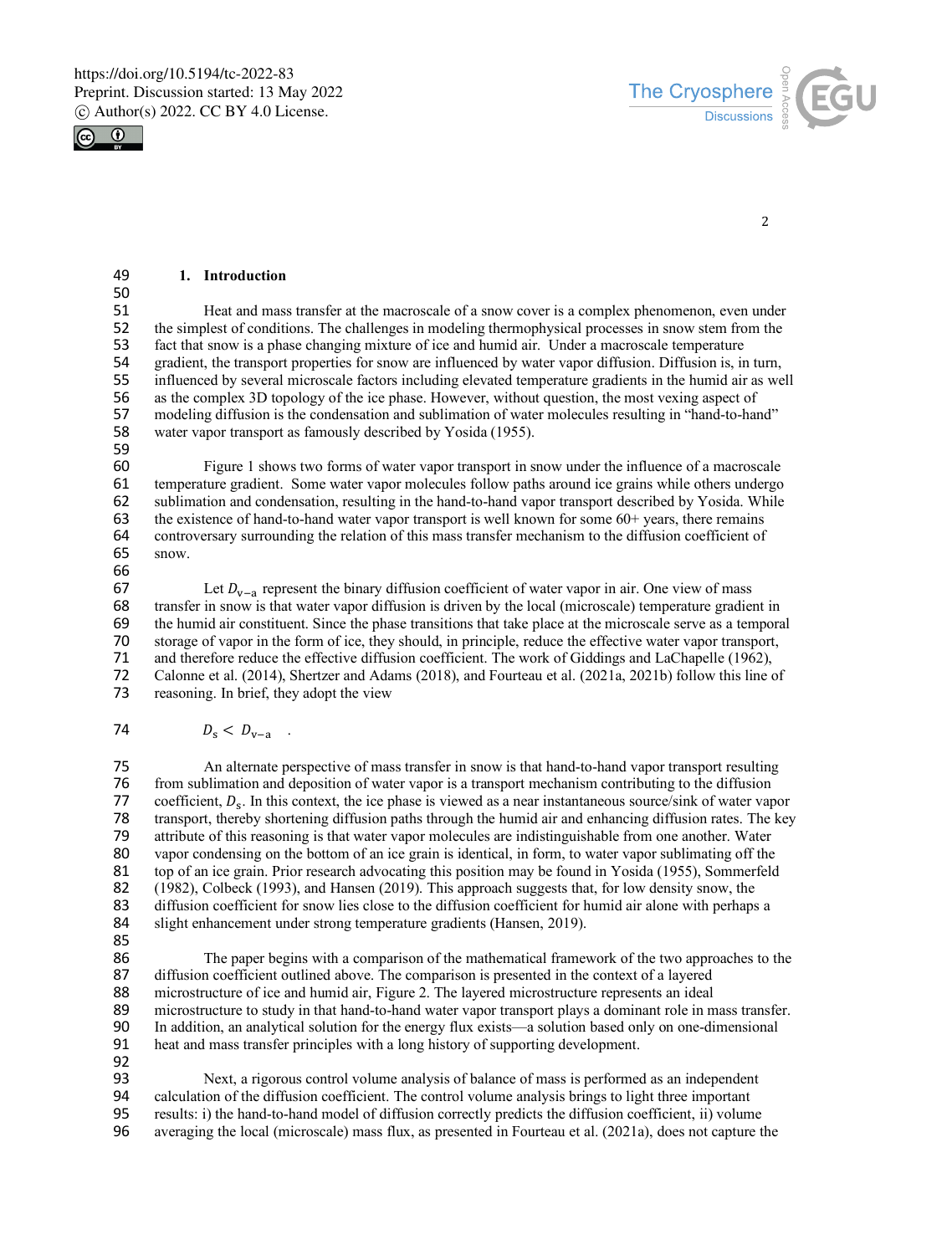## 1. Introduction

Heat and mass transfer at the macroscale of a snow cover is a complex phenomenon, even under the simplest of conditions. The challenges in modeling thermophysical processes in snow stem from the fact that snow is a phase changing mixture of ice and humid air. Under a macroscale temperature gradient, the transport properties for snow are influenced by water vapor diffusion. Diffusion is, in turn, influenced by several microscale factors including elevated temperature gradients in the humid air as well as the complex 3D topology of the ice phase. However, without question, the most vexing aspect of modeling diffusion is the condensation and sublimation of water molecules resulting in "hand-to-hand" water vapor transport as famously described by Yosida (1955).

Figure 1 shows two forms of water vapor transport in snow under the influence of a macroscale temperature gradient. Some water vapor molecules follow paths around ice grains while others undergo sublimation and condensation, resulting in the hand-to-hand vapor transport described by Yosida. While the existence of hand-to-hand water vapor transport is well known for some 60+ years, there remains controversary surrounding the relation of this mass transfer mechanism to the diffusion coefficient of snow.

Let $D_{\mathrm{v-a}}$ represent the binary diffusion coefficient of water vapor in air. One view of mass transfer in snow is that water vapor diffusion is driven by the local (microscale) temperature gradient in the humid air constituent. Since the phase transitions that take place at the microscale serve as a temporal storage of vapor in the form of ice, they should, in principle, reduce the effective water vapor transport, and therefore reduce the effective diffusion coefficient. The work of Giddings and LaChapelle (1962), Calonne et al. (2014), Shertzer and Adams (2018), and Fourteau et al. (2021a, 2021b) follow this line of reasoning. In brief, they adopt the view

$$D_{\mathrm{s}} < D_{\mathrm{v-a}} \quad .$$

An alternate perspective of mass transfer in snow is that hand-to-hand vapor transport resulting from sublimation and deposition of water vapor is a transport mechanism contributing to the diffusion coefficient, $D_{\mathrm{s}}$. In this context, the ice phase is viewed as a near instantaneous source/sink of water vapor transport, thereby shortening diffusion paths through the humid air and enhancing diffusion rates. The key attribute of this reasoning is that water vapor molecules are indistinguishable from one another. Water vapor condensing on the bottom of an ice grain is identical, in form, to water vapor sublimating off the top of an ice grain. Prior research advocating this position may be found in Yosida (1955), Sommerfeld (1982), Colbeck (1993), and Hansen (2019). This approach suggests that, for low density snow, the diffusion coefficient for snow lies close to the diffusion coefficient for humid air alone with perhaps a slight enhancement under strong temperature gradients (Hansen, 2019).

The paper begins with a comparison of the mathematical framework of the two approaches to the diffusion coefficient outlined above. The comparison is presented in the context of a layered microstructure of ice and humid air, Figure 2. The layered microstructure represents an ideal microstructure to study in that hand-to-hand water vapor transport plays a dominant role in mass transfer. In addition, an analytical solution for the energy flux exists—a solution based only on one-dimensional heat and mass transfer principles with a long history of supporting development.

Next, a rigorous control volume analysis of balance of mass is performed as an independent calculation of the diffusion coefficient. The control volume analysis brings to light three important results: i) the hand-to-hand model of diffusion correctly predicts the diffusion coefficient, ii) volume averaging the local (microscale) mass flux, as presented in Fourteau et al. (2021a), does not capture the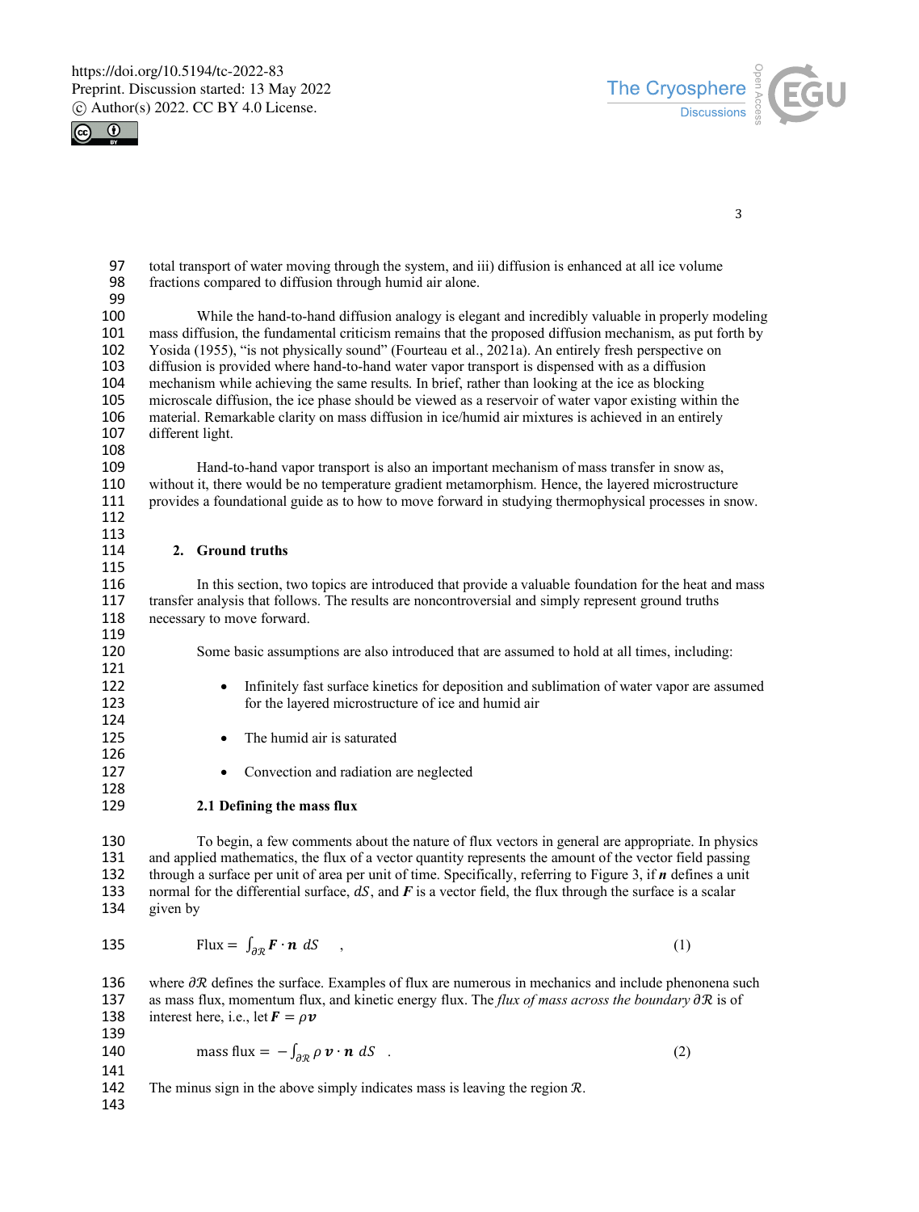total transport of water moving through the system, and iii) diffusion is enhanced at all ice volume fractions compared to diffusion through humid air alone.

While the hand-to-hand diffusion analogy is elegant and incredibly valuable in properly modeling mass diffusion, the fundamental criticism remains that the proposed diffusion mechanism, as put forth by Yosida (1955), "is not physically sound" (Fourteau et al., 2021a). An entirely fresh perspective on diffusion is provided where hand-to-hand water vapor transport is dispensed with as a diffusion mechanism while achieving the same results. In brief, rather than looking at the ice as blocking microscale diffusion, the ice phase should be viewed as a reservoir of water vapor existing within the material. Remarkable clarity on mass diffusion in ice/humid air mixtures is achieved in an entirely different light.

Hand-to-hand vapor transport is also an important mechanism of mass transfer in snow as, without it, there would be no temperature gradient metamorphism. Hence, the layered microstructure provides a foundational guide as to how to move forward in studying thermophysical processes in snow.

## 2. Ground truths

In this section, two topics are introduced that provide a valuable foundation for the heat and mass transfer analysis that follows. The results are noncontroversial and simply represent ground truths necessary to move forward.

Some basic assumptions are also introduced that are assumed to hold at all times, including:

- Infinitely fast surface kinetics for deposition and sublimation of water vapor are assumed for the layered microstructure of ice and humid air
- The humid air is saturated
- Convection and radiation are neglected

### 2.1 Defining the mass flux

To begin, a few comments about the nature of flux vectors in general are appropriate. In physics and applied mathematics, the flux of a vector quantity represents the amount of the vector field passing through a surface per unit of area per unit of time. Specifically, referring to Figure 3, if $\boldsymbol{n}$ defines a unit normal for the differential surface, $dS$, and $\boldsymbol{F}$ is a vector field, the flux through the surface is a scalar given by

$$\text{Flux} = \int_{\partial\mathcal{R}} \boldsymbol{F} \cdot \boldsymbol{n} \; dS \quad , \tag{1}$$

where $\partial\mathcal{R}$ defines the surface. Examples of flux are numerous in mechanics and include phenonena such as mass flux, momentum flux, and kinetic energy flux. The *flux of mass across the boundary* $\partial\mathcal{R}$ is of interest here, i.e., let $\boldsymbol{F} = \rho \boldsymbol{v}$

$$\text{mass flux} = -\int_{\partial\mathcal{R}} \rho \, \boldsymbol{v} \cdot \boldsymbol{n} \; dS \quad . \tag{2}$$

The minus sign in the above simply indicates mass is leaving the region $\mathcal{R}$.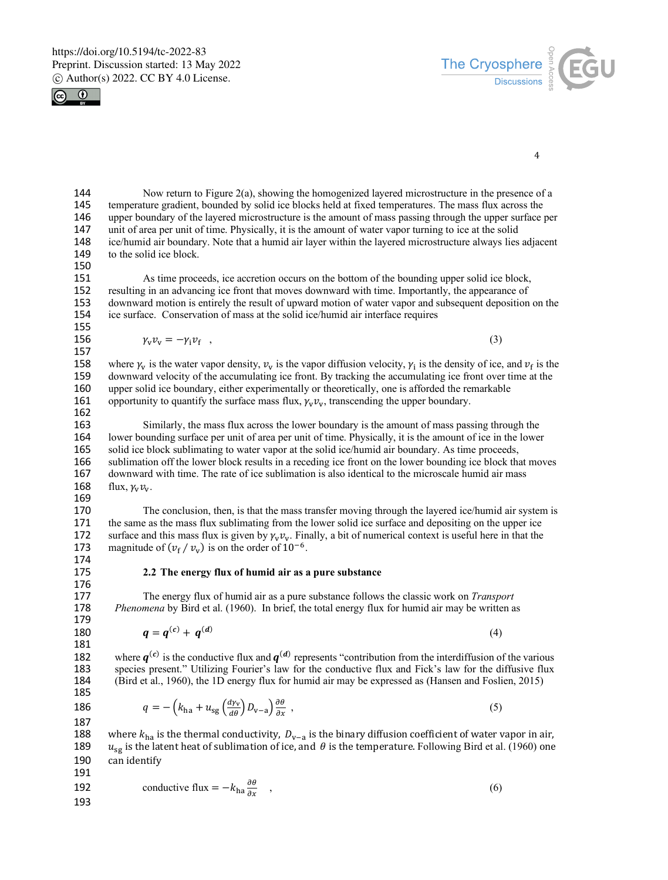Now return to Figure 2(a), showing the homogenized layered microstructure in the presence of a temperature gradient, bounded by solid ice blocks held at fixed temperatures. The mass flux across the upper boundary of the layered microstructure is the amount of mass passing through the upper surface per unit of area per unit of time. Physically, it is the amount of water vapor turning to ice at the solid ice/humid air boundary. Note that a humid air layer within the layered microstructure always lies adjacent to the solid ice block.

As time proceeds, ice accretion occurs on the bottom of the bounding upper solid ice block, resulting in an advancing ice front that moves downward with time. Importantly, the appearance of downward motion is entirely the result of upward motion of water vapor and subsequent deposition on the ice surface. Conservation of mass at the solid ice/humid air interface requires

$$\gamma_{\mathrm{v}} v_{\mathrm{v}} = -\gamma_{\mathrm{i}} v_{\mathrm{f}} \quad , \tag{3}$$

where $\gamma_{\mathrm{v}}$ is the water vapor density, $v_{\mathrm{v}}$ is the vapor diffusion velocity, $\gamma_{\mathrm{i}}$ is the density of ice, and $v_{\mathrm{f}}$ is the downward velocity of the accumulating ice front. By tracking the accumulating ice front over time at the upper solid ice boundary, either experimentally or theoretically, one is afforded the remarkable opportunity to quantify the surface mass flux, $\gamma_{\mathrm{v}} v_{\mathrm{v}}$, transcending the upper boundary.

Similarly, the mass flux across the lower boundary is the amount of mass passing through the lower bounding surface per unit of area per unit of time. Physically, it is the amount of ice in the lower solid ice block sublimating to water vapor at the solid ice/humid air boundary. As time proceeds, sublimation off the lower block results in a receding ice front on the lower bounding ice block that moves downward with time. The rate of ice sublimation is also identical to the microscale humid air mass flux, $\gamma_{\mathrm{v}} v_{\mathrm{v}}$.

The conclusion, then, is that the mass transfer moving through the layered ice/humid air system is the same as the mass flux sublimating from the lower solid ice surface and depositing on the upper ice surface and this mass flux is given by $\gamma_{\mathrm{v}} v_{\mathrm{v}}$. Finally, a bit of numerical context is useful here in that the magnitude of $(v_{\mathrm{f}} \, / \, v_{\mathrm{v}})$ is on the order of $10^{-6}$.

### 2.2 The energy flux of humid air as a pure substance

The energy flux of humid air as a pure substance follows the classic work on *Transport Phenomena* by Bird et al. (1960). In brief, the total energy flux for humid air may be written as

$$\boldsymbol{q} = \boldsymbol{q}^{(c)} + \boldsymbol{q}^{(d)} \tag{4}$$

where $\boldsymbol{q}^{(c)}$ is the conductive flux and $\boldsymbol{q}^{(d)}$ represents "contribution from the interdiffusion of the various species present." Utilizing Fourier's law for the conductive flux and Fick's law for the diffusive flux (Bird et al., 1960), the 1D energy flux for humid air may be expressed as (Hansen and Foslien, 2015)

$$q = -\left(k_{\mathrm{ha}} + u_{\mathrm{sg}} \left(\frac{d\gamma_{\mathrm{v}}}{d\theta}\right) D_{\mathrm{v-a}}\right) \frac{\partial \theta}{\partial x} \ , \tag{5}$$

where $k_{\mathrm{ha}}$ is the thermal conductivity, $D_{\mathrm{v-a}}$ is the binary diffusion coefficient of water vapor in air, $u_{\mathrm{sg}}$ is the latent heat of sublimation of ice, and $\theta$ is the temperature. Following Bird et al. (1960) one can identify

$$\text{conductive flux} = -k_{\mathrm{ha}} \frac{\partial \theta}{\partial x} \quad , \tag{6}$$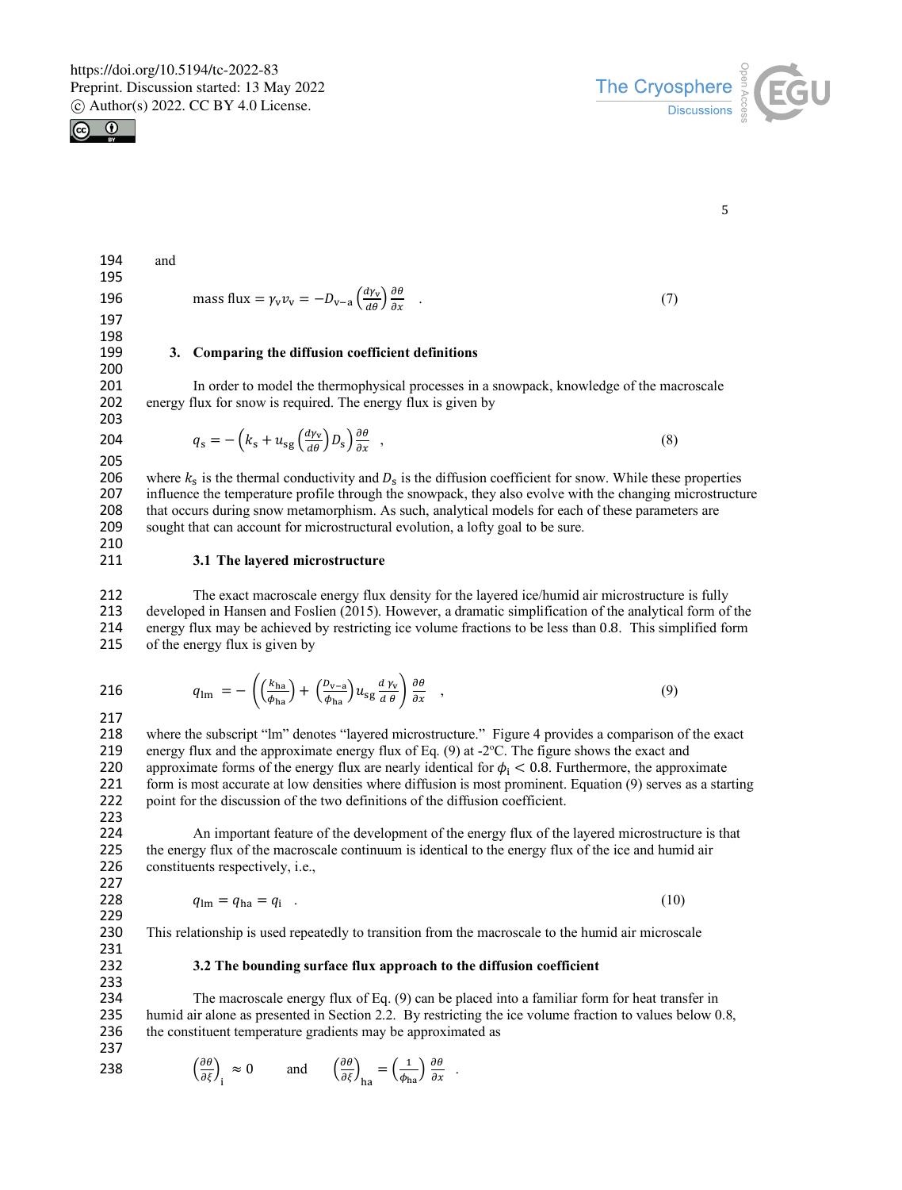and

$$\text{mass flux} = \gamma_v v_v = -D_{v-a}\left(\frac{d\gamma_v}{d\theta}\right)\frac{\partial\theta}{\partial x} \quad . \tag{7}$$

### 3. Comparing the diffusion coefficient definitions

In order to model the thermophysical processes in a snowpack, knowledge of the macroscale energy flux for snow is required. The energy flux is given by

$$q_s = -\left(k_s + u_{sg}\left(\frac{d\gamma_v}{d\theta}\right)D_s\right)\frac{\partial\theta}{\partial x} \quad , \tag{8}$$

where $k_s$ is the thermal conductivity and $D_s$ is the diffusion coefficient for snow. While these properties influence the temperature profile through the snowpack, they also evolve with the changing microstructure that occurs during snow metamorphism. As such, analytical models for each of these parameters are sought that can account for microstructural evolution, a lofty goal to be sure.

#### 3.1 The layered microstructure

The exact macroscale energy flux density for the layered ice/humid air microstructure is fully developed in Hansen and Foslien (2015). However, a dramatic simplification of the analytical form of the energy flux may be achieved by restricting ice volume fractions to be less than 0.8. This simplified form of the energy flux is given by

$$q_{lm} = -\left(\left(\frac{k_{ha}}{\phi_{ha}}\right) + \left(\frac{D_{v-a}}{\phi_{ha}}\right)u_{sg}\frac{d\,\gamma_v}{d\,\theta}\right)\frac{\partial\theta}{\partial x} \quad , \tag{9}$$

where the subscript "lm" denotes "layered microstructure." Figure 4 provides a comparison of the exact energy flux and the approximate energy flux of Eq. (9) at -2ºC. The figure shows the exact and approximate forms of the energy flux are nearly identical for $\phi_i < 0.8$. Furthermore, the approximate form is most accurate at low densities where diffusion is most prominent. Equation (9) serves as a starting point for the discussion of the two definitions of the diffusion coefficient.

An important feature of the development of the energy flux of the layered microstructure is that the energy flux of the macroscale continuum is identical to the energy flux of the ice and humid air constituents respectively, i.e.,

$$q_{lm} = q_{ha} = q_i \quad . \tag{10}$$

This relationship is used repeatedly to transition from the macroscale to the humid air microscale

#### 3.2 The bounding surface flux approach to the diffusion coefficient

The macroscale energy flux of Eq. (9) can be placed into a familiar form for heat transfer in humid air alone as presented in Section 2.2. By restricting the ice volume fraction to values below 0.8, the constituent temperature gradients may be approximated as

$$\left(\frac{\partial\theta}{\partial\xi}\right)_i \approx 0 \qquad \text{and} \qquad \left(\frac{\partial\theta}{\partial\xi}\right)_{ha} = \left(\frac{1}{\phi_{ha}}\right)\frac{\partial\theta}{\partial x} \quad .$$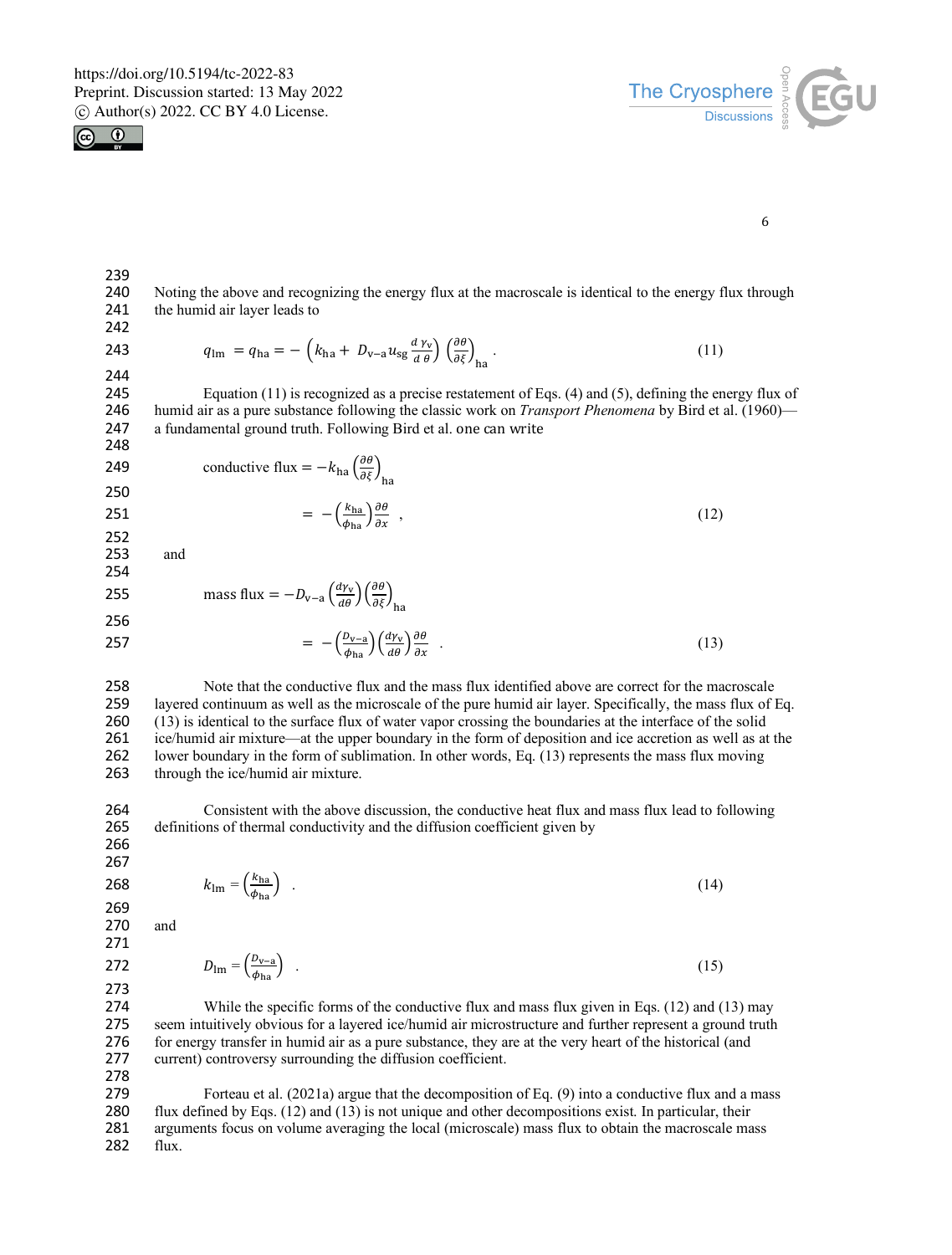Noting the above and recognizing the energy flux at the macroscale is identical to the energy flux through the humid air layer leads to

$$q_{\mathrm{lm}} = q_{\mathrm{ha}} = -\left(k_{\mathrm{ha}} + D_{\mathrm{v-a}} u_{\mathrm{sg}} \frac{d\,\gamma_{\mathrm{v}}}{d\,\theta}\right)\left(\frac{\partial\theta}{\partial\xi}\right)_{\mathrm{ha}} . \tag{11}$$

Equation (11) is recognized as a precise restatement of Eqs. (4) and (5), defining the energy flux of humid air as a pure substance following the classic work on *Transport Phenomena* by Bird et al. (1960)—a fundamental ground truth. Following Bird et al. one can write

$$\text{conductive flux} = -k_{\mathrm{ha}}\left(\frac{\partial\theta}{\partial\xi}\right)_{\mathrm{ha}}$$

$$= -\left(\frac{k_{\mathrm{ha}}}{\phi_{\mathrm{ha}}}\right)\frac{\partial\theta}{\partial x} \ , \tag{12}$$

and

$$\text{mass flux} = -D_{\mathrm{v-a}}\left(\frac{d\gamma_{\mathrm{v}}}{d\theta}\right)\left(\frac{\partial\theta}{\partial\xi}\right)_{\mathrm{ha}}$$

$$= -\left(\frac{D_{\mathrm{v-a}}}{\phi_{\mathrm{ha}}}\right)\left(\frac{d\gamma_{\mathrm{v}}}{d\theta}\right)\frac{\partial\theta}{\partial x} \ . \tag{13}$$

Note that the conductive flux and the mass flux identified above are correct for the macroscale layered continuum as well as the microscale of the pure humid air layer. Specifically, the mass flux of Eq. (13) is identical to the surface flux of water vapor crossing the boundaries at the interface of the solid ice/humid air mixture—at the upper boundary in the form of deposition and ice accretion as well as at the lower boundary in the form of sublimation. In other words, Eq. (13) represents the mass flux moving through the ice/humid air mixture.

Consistent with the above discussion, the conductive heat flux and mass flux lead to following definitions of thermal conductivity and the diffusion coefficient given by

$$k_{\mathrm{lm}} = \left(\frac{k_{\mathrm{ha}}}{\phi_{\mathrm{ha}}}\right) \ . \tag{14}$$

and

$$D_{\mathrm{lm}} = \left(\frac{D_{\mathrm{v-a}}}{\phi_{\mathrm{ha}}}\right) \ . \tag{15}$$

While the specific forms of the conductive flux and mass flux given in Eqs. (12) and (13) may seem intuitively obvious for a layered ice/humid air microstructure and further represent a ground truth for energy transfer in humid air as a pure substance, they are at the very heart of the historical (and current) controversy surrounding the diffusion coefficient.

Forteau et al. (2021a) argue that the decomposition of Eq. (9) into a conductive flux and a mass flux defined by Eqs. (12) and (13) is not unique and other decompositions exist. In particular, their arguments focus on volume averaging the local (microscale) mass flux to obtain the macroscale mass flux.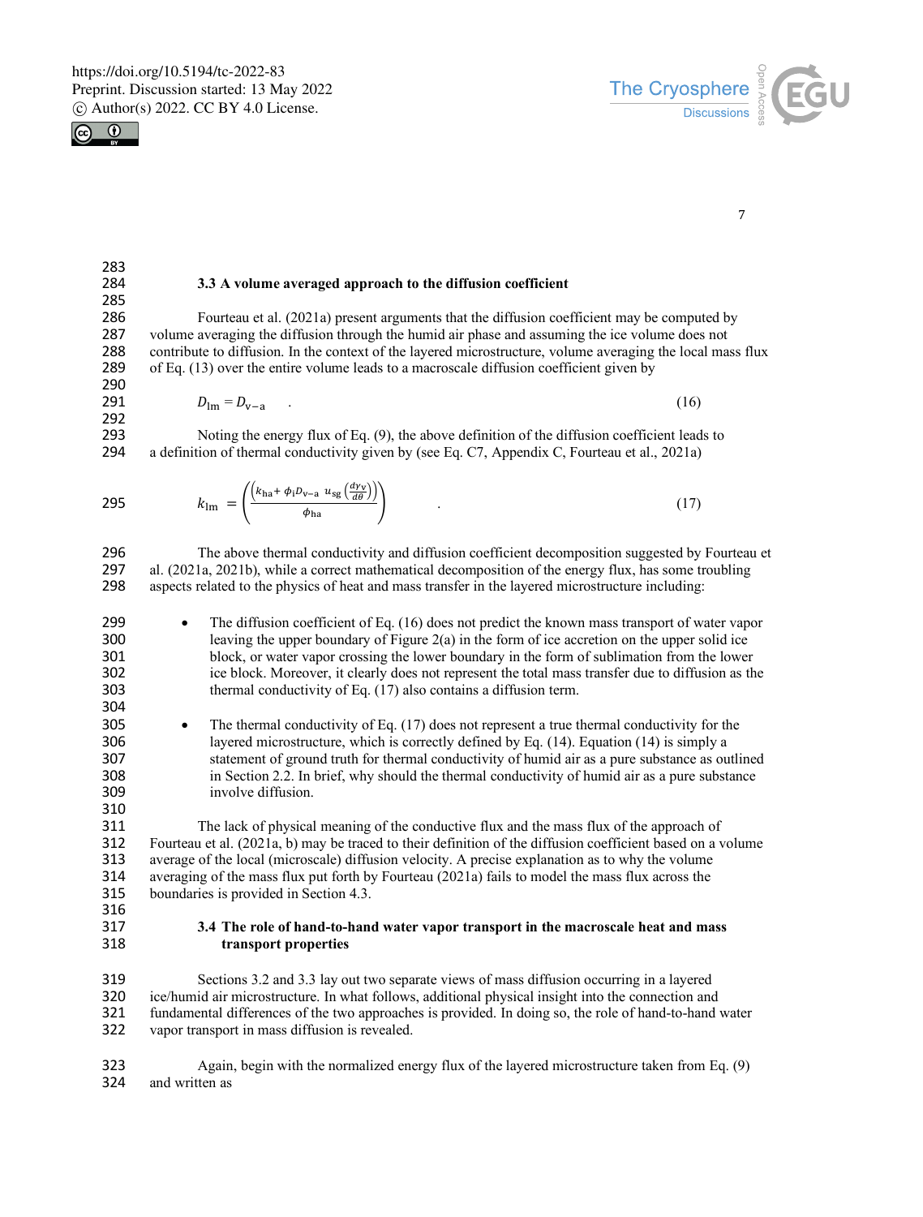### 3.3 A volume averaged approach to the diffusion coefficient

Fourteau et al. (2021a) present arguments that the diffusion coefficient may be computed by volume averaging the diffusion through the humid air phase and assuming the ice volume does not contribute to diffusion. In the context of the layered microstructure, volume averaging the local mass flux of Eq. (13) over the entire volume leads to a macroscale diffusion coefficient given by

$$D_{\mathrm{lm}} = D_{\mathrm{v-a}} \quad . \tag{16}$$

Noting the energy flux of Eq. (9), the above definition of the diffusion coefficient leads to a definition of thermal conductivity given by (see Eq. C7, Appendix C, Fourteau et al., 2021a)

$$k_{\mathrm{lm}} = \left( \frac{\left( k_{\mathrm{ha}} + \phi_{\mathrm{i}} D_{\mathrm{v-a}}\ u_{\mathrm{sg}} \left( \frac{d\gamma_{\mathrm{v}}}{d\theta} \right) \right)}{\phi_{\mathrm{ha}}} \right) \quad . \tag{17}$$

The above thermal conductivity and diffusion coefficient decomposition suggested by Fourteau et al. (2021a, 2021b), while a correct mathematical decomposition of the energy flux, has some troubling aspects related to the physics of heat and mass transfer in the layered microstructure including:

- The diffusion coefficient of Eq. (16) does not predict the known mass transport of water vapor leaving the upper boundary of Figure 2(a) in the form of ice accretion on the upper solid ice block, or water vapor crossing the lower boundary in the form of sublimation from the lower ice block. Moreover, it clearly does not represent the total mass transfer due to diffusion as the thermal conductivity of Eq. (17) also contains a diffusion term.

- The thermal conductivity of Eq. (17) does not represent a true thermal conductivity for the layered microstructure, which is correctly defined by Eq. (14). Equation (14) is simply a statement of ground truth for thermal conductivity of humid air as a pure substance as outlined in Section 2.2. In brief, why should the thermal conductivity of humid air as a pure substance involve diffusion.

The lack of physical meaning of the conductive flux and the mass flux of the approach of Fourteau et al. (2021a, b) may be traced to their definition of the diffusion coefficient based on a volume average of the local (microscale) diffusion velocity. A precise explanation as to why the volume averaging of the mass flux put forth by Fourteau (2021a) fails to model the mass flux across the boundaries is provided in Section 4.3.

### 3.4 The role of hand-to-hand water vapor transport in the macroscale heat and mass transport properties

Sections 3.2 and 3.3 lay out two separate views of mass diffusion occurring in a layered ice/humid air microstructure. In what follows, additional physical insight into the connection and fundamental differences of the two approaches is provided. In doing so, the role of hand-to-hand water vapor transport in mass diffusion is revealed.

Again, begin with the normalized energy flux of the layered microstructure taken from Eq. (9) and written as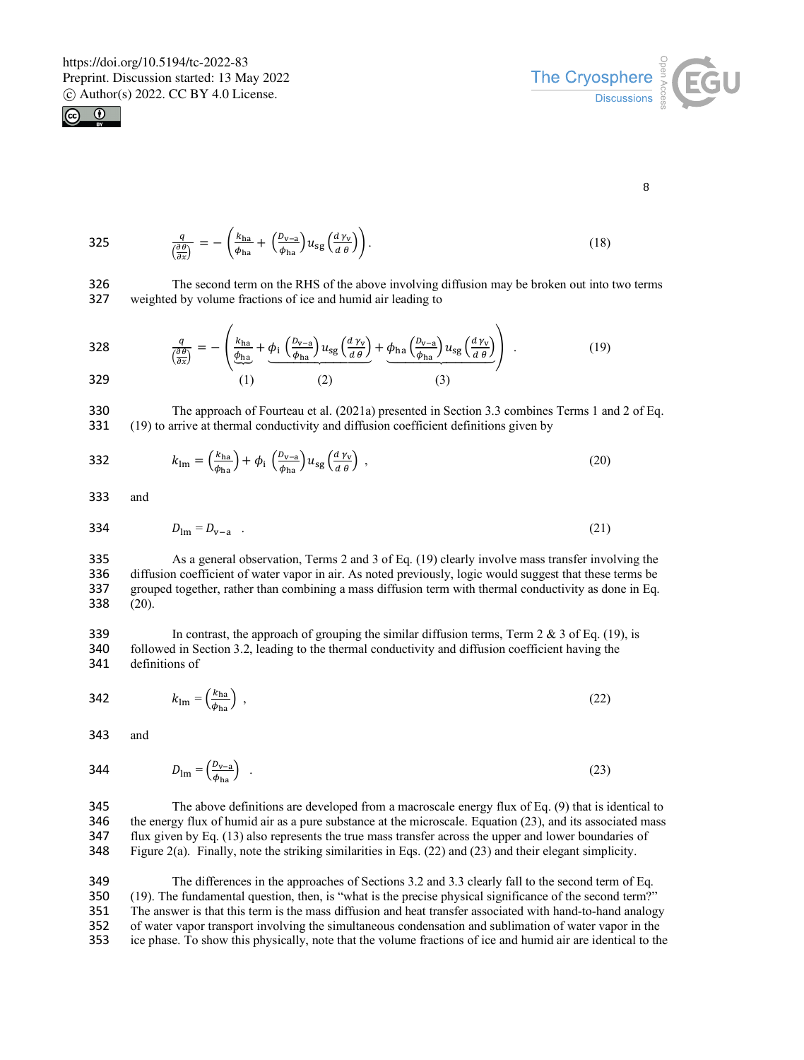$$\frac{q}{\left(\frac{\partial \theta}{\partial x}\right)} = -\left(\frac{k_{\mathrm{ha}}}{\phi_{\mathrm{ha}}} + \left(\frac{D_{\mathrm{v-a}}}{\phi_{\mathrm{ha}}}\right) u_{\mathrm{sg}} \left(\frac{d\,\gamma_{\mathrm{v}}}{d\,\theta}\right)\right). \tag{18}$$

The second term on the RHS of the above involving diffusion may be broken out into two terms weighted by volume fractions of ice and humid air leading to

$$\frac{q}{\left(\frac{\partial \theta}{\partial x}\right)} = -\left(\underbrace{\frac{k_{\mathrm{ha}}}{\phi_{\mathrm{ha}}}}_{(1)} + \underbrace{\phi_{\mathrm{i}} \left(\frac{D_{\mathrm{v-a}}}{\phi_{\mathrm{ha}}}\right) u_{\mathrm{sg}} \left(\frac{d\,\gamma_{\mathrm{v}}}{d\,\theta}\right)}_{(2)} + \underbrace{\phi_{\mathrm{ha}} \left(\frac{D_{\mathrm{v-a}}}{\phi_{\mathrm{ha}}}\right) u_{\mathrm{sg}} \left(\frac{d\,\gamma_{\mathrm{v}}}{d\,\theta}\right)}_{(3)}\right). \tag{19}$$

The approach of Fourteau et al. (2021a) presented in Section 3.3 combines Terms 1 and 2 of Eq. (19) to arrive at thermal conductivity and diffusion coefficient definitions given by

$$k_{\mathrm{lm}} = \left(\frac{k_{\mathrm{ha}}}{\phi_{\mathrm{ha}}}\right) + \phi_{\mathrm{i}} \left(\frac{D_{\mathrm{v-a}}}{\phi_{\mathrm{ha}}}\right) u_{\mathrm{sg}} \left(\frac{d\,\gamma_{\mathrm{v}}}{d\,\theta}\right), \tag{20}$$

and

$$D_{\mathrm{lm}} = D_{\mathrm{v-a}} \ . \tag{21}$$

As a general observation, Terms 2 and 3 of Eq. (19) clearly involve mass transfer involving the diffusion coefficient of water vapor in air. As noted previously, logic would suggest that these terms be grouped together, rather than combining a mass diffusion term with thermal conductivity as done in Eq. (20).

In contrast, the approach of grouping the similar diffusion terms, Term 2 & 3 of Eq. (19), is followed in Section 3.2, leading to the thermal conductivity and diffusion coefficient having the definitions of

$$k_{\mathrm{lm}} = \left(\frac{k_{\mathrm{ha}}}{\phi_{\mathrm{ha}}}\right), \tag{22}$$

and

$$D_{\mathrm{lm}} = \left(\frac{D_{\mathrm{v-a}}}{\phi_{\mathrm{ha}}}\right) \ . \tag{23}$$

The above definitions are developed from a macroscale energy flux of Eq. (9) that is identical to the energy flux of humid air as a pure substance at the microscale. Equation (23), and its associated mass flux given by Eq. (13) also represents the true mass transfer across the upper and lower boundaries of Figure 2(a). Finally, note the striking similarities in Eqs. (22) and (23) and their elegant simplicity.

The differences in the approaches of Sections 3.2 and 3.3 clearly fall to the second term of Eq. (19). The fundamental question, then, is "what is the precise physical significance of the second term?" The answer is that this term is the mass diffusion and heat transfer associated with hand-to-hand analogy of water vapor transport involving the simultaneous condensation and sublimation of water vapor in the ice phase. To show this physically, note that the volume fractions of ice and humid air are identical to the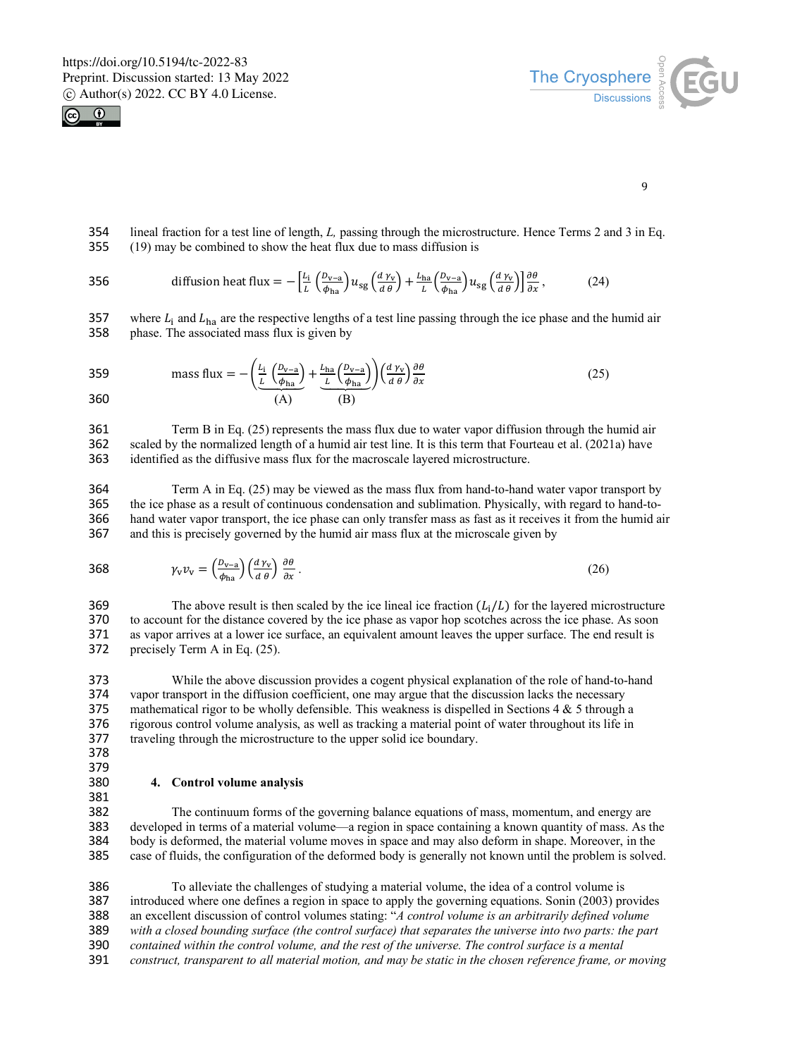lineal fraction for a test line of length, $L$, passing through the microstructure. Hence Terms 2 and 3 in Eq. (19) may be combined to show the heat flux due to mass diffusion is

$$\text{diffusion heat flux} = -\left[\frac{L_{\mathrm{i}}}{L}\left(\frac{D_{\mathrm{v-a}}}{\phi_{\mathrm{ha}}}\right)u_{\mathrm{sg}}\left(\frac{d\,\gamma_{\mathrm{v}}}{d\,\theta}\right) + \frac{L_{\mathrm{ha}}}{L}\left(\frac{D_{\mathrm{v-a}}}{\phi_{\mathrm{ha}}}\right)u_{\mathrm{sg}}\left(\frac{d\,\gamma_{\mathrm{v}}}{d\,\theta}\right)\right]\frac{\partial\theta}{\partial x}, \tag{24}$$

where $L_{\mathrm{i}}$ and $L_{\mathrm{ha}}$ are the respective lengths of a test line passing through the ice phase and the humid air phase. The associated mass flux is given by

$$\text{mass flux} = -\left(\underbrace{\frac{L_{\mathrm{i}}}{L}\left(\frac{D_{\mathrm{v-a}}}{\phi_{\mathrm{ha}}}\right)}_{(\mathrm{A})} + \underbrace{\frac{L_{\mathrm{ha}}}{L}\left(\frac{D_{\mathrm{v-a}}}{\phi_{\mathrm{ha}}}\right)}_{(\mathrm{B})}\right)\left(\frac{d\,\gamma_{\mathrm{v}}}{d\,\theta}\right)\frac{\partial\theta}{\partial x} \tag{25}$$

Term B in Eq. (25) represents the mass flux due to water vapor diffusion through the humid air scaled by the normalized length of a humid air test line. It is this term that Fourteau et al. (2021a) have identified as the diffusive mass flux for the macroscale layered microstructure.

Term A in Eq. (25) may be viewed as the mass flux from hand-to-hand water vapor transport by the ice phase as a result of continuous condensation and sublimation. Physically, with regard to hand-to-hand water vapor transport, the ice phase can only transfer mass as fast as it receives it from the humid air and this is precisely governed by the humid air mass flux at the microscale given by

$$\gamma_{\mathrm{v}}v_{\mathrm{v}} = \left(\frac{D_{\mathrm{v-a}}}{\phi_{\mathrm{ha}}}\right)\left(\frac{d\,\gamma_{\mathrm{v}}}{d\,\theta}\right)\frac{\partial\theta}{\partial x}. \tag{26}$$

The above result is then scaled by the ice lineal ice fraction ($L_{\mathrm{i}}/L$) for the layered microstructure to account for the distance covered by the ice phase as vapor hop scotches across the ice phase. As soon as vapor arrives at a lower ice surface, an equivalent amount leaves the upper surface. The end result is precisely Term A in Eq. (25).

While the above discussion provides a cogent physical explanation of the role of hand-to-hand vapor transport in the diffusion coefficient, one may argue that the discussion lacks the necessary mathematical rigor to be wholly defensible. This weakness is dispelled in Sections 4 & 5 through a rigorous control volume analysis, as well as tracking a material point of water throughout its life in traveling through the microstructure to the upper solid ice boundary.

## 4. Control volume analysis

The continuum forms of the governing balance equations of mass, momentum, and energy are developed in terms of a material volume—a region in space containing a known quantity of mass. As the body is deformed, the material volume moves in space and may also deform in shape. Moreover, in the case of fluids, the configuration of the deformed body is generally not known until the problem is solved.

To alleviate the challenges of studying a material volume, the idea of a control volume is introduced where one defines a region in space to apply the governing equations. Sonin (2003) provides an excellent discussion of control volumes stating: "*A control volume is an arbitrarily defined volume with a closed bounding surface (the control surface) that separates the universe into two parts: the part contained within the control volume, and the rest of the universe. The control surface is a mental construct, transparent to all material motion, and may be static in the chosen reference frame, or moving*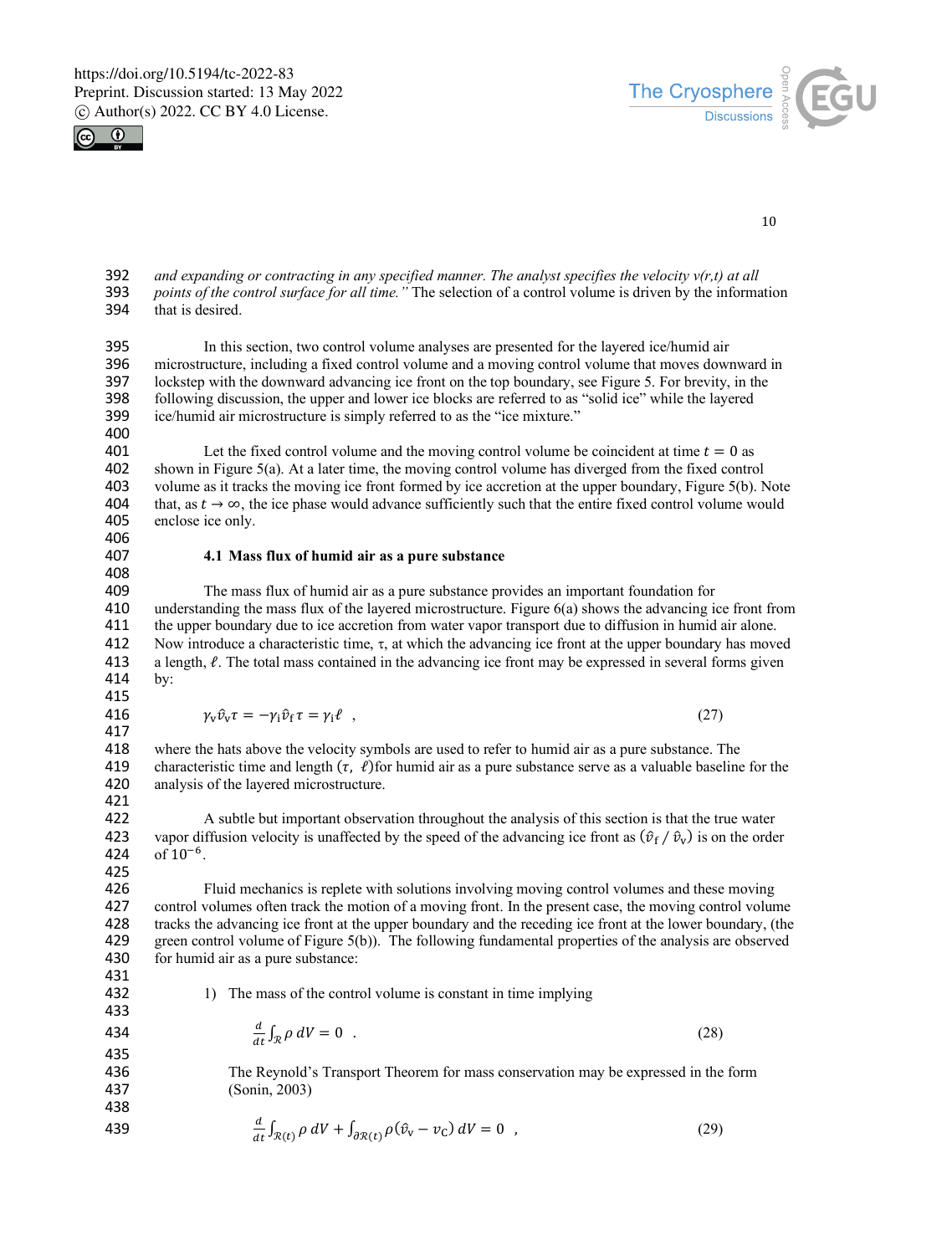*and expanding or contracting in any specified manner. The analyst specifies the velocity v(r,t) at all points of the control surface for all time."* The selection of a control volume is driven by the information that is desired.

In this section, two control volume analyses are presented for the layered ice/humid air microstructure, including a fixed control volume and a moving control volume that moves downward in lockstep with the downward advancing ice front on the top boundary, see Figure 5. For brevity, in the following discussion, the upper and lower ice blocks are referred to as "solid ice" while the layered ice/humid air microstructure is simply referred to as the "ice mixture."

Let the fixed control volume and the moving control volume be coincident at time $t = 0$ as shown in Figure 5(a). At a later time, the moving control volume has diverged from the fixed control volume as it tracks the moving ice front formed by ice accretion at the upper boundary, Figure 5(b). Note that, as $t \to \infty$, the ice phase would advance sufficiently such that the entire fixed control volume would enclose ice only.

#### 4.1 Mass flux of humid air as a pure substance

The mass flux of humid air as a pure substance provides an important foundation for understanding the mass flux of the layered microstructure. Figure 6(a) shows the advancing ice front from the upper boundary due to ice accretion from water vapor transport due to diffusion in humid air alone. Now introduce a characteristic time, τ, at which the advancing ice front at the upper boundary has moved a length, $\ell$. The total mass contained in the advancing ice front may be expressed in several forms given by:

$$\gamma_v \hat{v}_v \tau = -\gamma_i \hat{v}_f \tau = \gamma_i \ell \quad , \tag{27}$$

where the hats above the velocity symbols are used to refer to humid air as a pure substance. The characteristic time and length $(\tau,\ \ell)$ for humid air as a pure substance serve as a valuable baseline for the analysis of the layered microstructure.

A subtle but important observation throughout the analysis of this section is that the true water vapor diffusion velocity is unaffected by the speed of the advancing ice front as $(\hat{v}_f\, /\, \hat{v}_v)$ is on the order of $10^{-6}$.

Fluid mechanics is replete with solutions involving moving control volumes and these moving control volumes often track the motion of a moving front. In the present case, the moving control volume tracks the advancing ice front at the upper boundary and the receding ice front at the lower boundary, (the green control volume of Figure 5(b)). The following fundamental properties of the analysis are observed for humid air as a pure substance:

1) The mass of the control volume is constant in time implying

$$\frac{d}{dt}\int_{\mathcal{R}} \rho \, dV = 0 \quad . \tag{28}$$

The Reynold's Transport Theorem for mass conservation may be expressed in the form (Sonin, 2003)

$$\frac{d}{dt}\int_{\mathcal{R}(t)} \rho \, dV + \int_{\partial\mathcal{R}(t)} \rho(\hat{v}_v - v_C)\, dV = 0 \quad , \tag{29}$$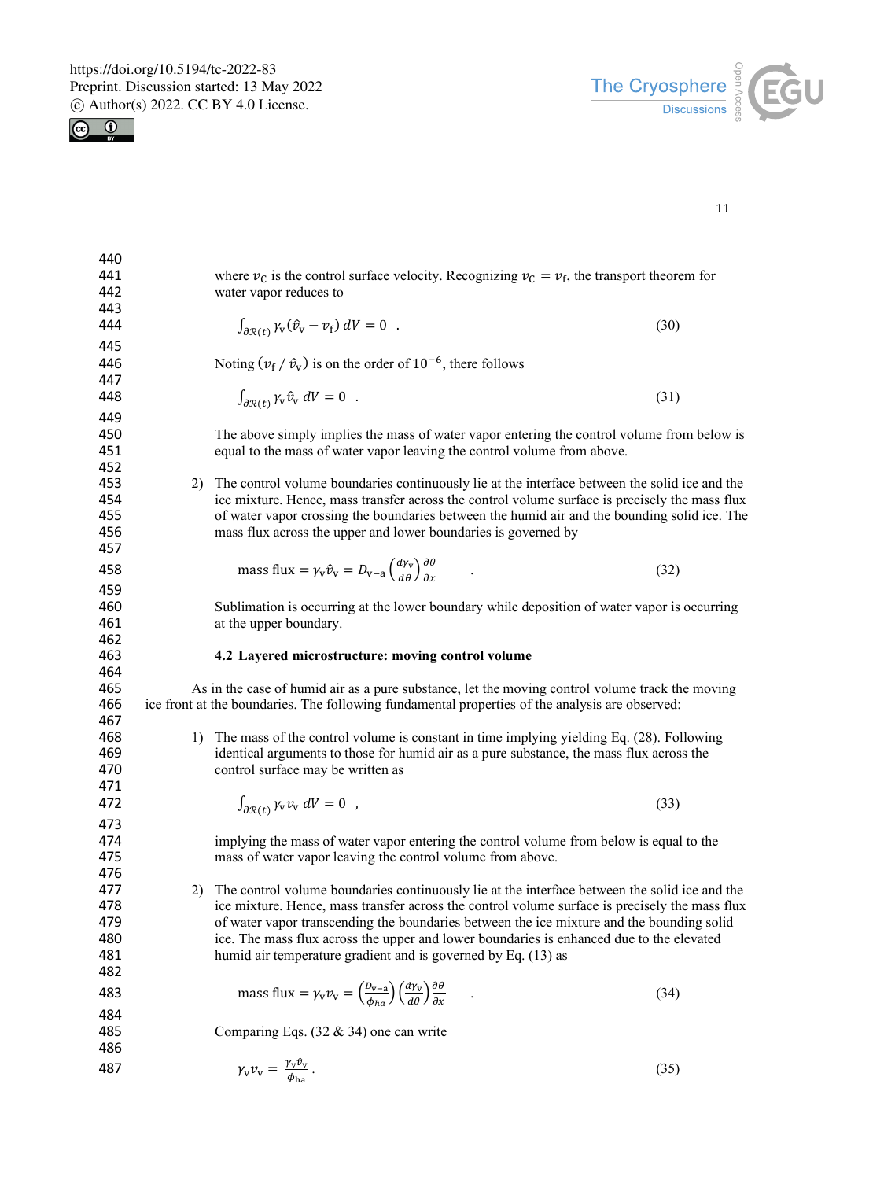where $v_C$ is the control surface velocity. Recognizing $v_C = v_f$, the transport theorem for water vapor reduces to

$$\int_{\partial\mathcal{R}(t)} \gamma_v (\hat{v}_v - v_f)\, dV = 0 \quad . \tag{30}$$

Noting $(v_f \,/\, \hat{v}_v)$ is on the order of $10^{-6}$, there follows

$$\int_{\partial\mathcal{R}(t)} \gamma_v \hat{v}_v \, dV = 0 \quad . \tag{31}$$

The above simply implies the mass of water vapor entering the control volume from below is equal to the mass of water vapor leaving the control volume from above.

2) The control volume boundaries continuously lie at the interface between the solid ice and the ice mixture. Hence, mass transfer across the control volume surface is precisely the mass flux of water vapor crossing the boundaries between the humid air and the bounding solid ice. The mass flux across the upper and lower boundaries is governed by

$$\text{mass flux} = \gamma_v \hat{v}_v = D_{v-a} \left(\frac{d\gamma_v}{d\theta}\right) \frac{\partial\theta}{\partial x} \quad . \tag{32}$$

Sublimation is occurring at the lower boundary while deposition of water vapor is occurring at the upper boundary.

### 4.2 Layered microstructure: moving control volume

As in the case of humid air as a pure substance, let the moving control volume track the moving ice front at the boundaries. The following fundamental properties of the analysis are observed:

1) The mass of the control volume is constant in time implying yielding Eq. (28). Following identical arguments to those for humid air as a pure substance, the mass flux across the control surface may be written as

$$\int_{\partial\mathcal{R}(t)} \gamma_v v_v \, dV = 0 \quad , \tag{33}$$

implying the mass of water vapor entering the control volume from below is equal to the mass of water vapor leaving the control volume from above.

2) The control volume boundaries continuously lie at the interface between the solid ice and the ice mixture. Hence, mass transfer across the control volume surface is precisely the mass flux of water vapor transcending the boundaries between the ice mixture and the bounding solid ice. The mass flux across the upper and lower boundaries is enhanced due to the elevated humid air temperature gradient and is governed by Eq. (13) as

$$\text{mass flux} = \gamma_v v_v = \left(\frac{D_{v-a}}{\phi_{ha}}\right) \left(\frac{d\gamma_v}{d\theta}\right) \frac{\partial\theta}{\partial x} \quad . \tag{34}$$

Comparing Eqs. (32 & 34) one can write

$$\gamma_v v_v = \frac{\gamma_v \hat{v}_v}{\phi_{ha}} \, . \tag{35}$$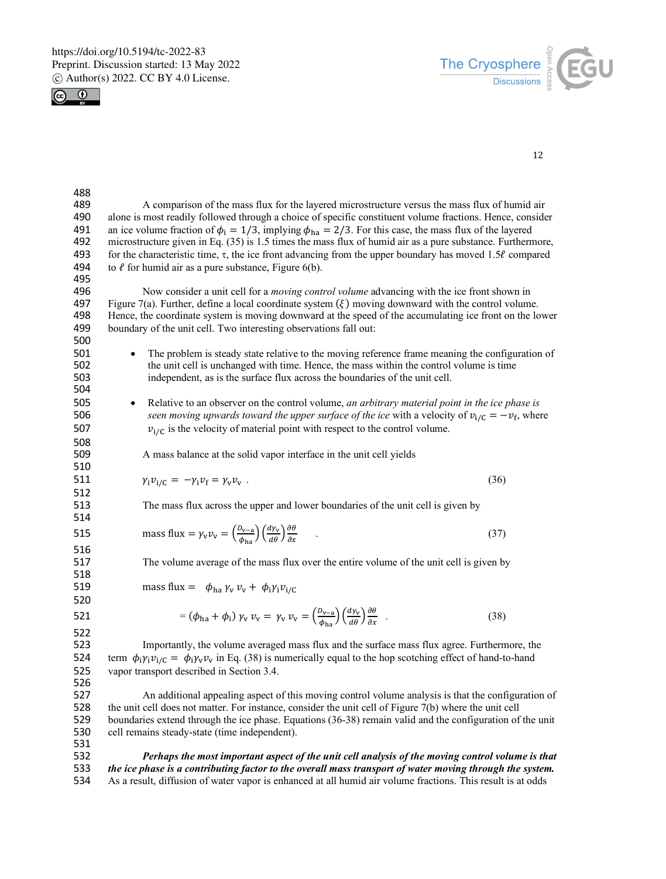A comparison of the mass flux for the layered microstructure versus the mass flux of humid air alone is most readily followed through a choice of specific constituent volume fractions. Hence, consider an ice volume fraction of $\phi_{\mathrm{i}} = 1/3$, implying $\phi_{\mathrm{ha}} = 2/3$. For this case, the mass flux of the layered microstructure given in Eq. (35) is 1.5 times the mass flux of humid air as a pure substance. Furthermore, for the characteristic time, τ, the ice front advancing from the upper boundary has moved $1.5\ell$ compared to $\ell$ for humid air as a pure substance, Figure 6(b).

Now consider a unit cell for a *moving control volume* advancing with the ice front shown in Figure 7(a). Further, define a local coordinate system $(\xi)$ moving downward with the control volume. Hence, the coordinate system is moving downward at the speed of the accumulating ice front on the lower boundary of the unit cell. Two interesting observations fall out:

- The problem is steady state relative to the moving reference frame meaning the configuration of the unit cell is unchanged with time. Hence, the mass within the control volume is time independent, as is the surface flux across the boundaries of the unit cell.

- Relative to an observer on the control volume, *an arbitrary material point in the ice phase is seen moving upwards toward the upper surface of the ice* with a velocity of $v_{\mathrm{i/C}} = -v_{\mathrm{f}}$, where $v_{\mathrm{i/C}}$ is the velocity of material point with respect to the control volume.

A mass balance at the solid vapor interface in the unit cell yields

$$\gamma_{\mathrm{i}} v_{\mathrm{i/C}} = -\gamma_{\mathrm{i}} v_{\mathrm{f}} = \gamma_{\mathrm{v}} v_{\mathrm{v}} \ . \tag{36}$$

The mass flux across the upper and lower boundaries of the unit cell is given by

$$\text{mass flux} = \gamma_{\mathrm{v}} v_{\mathrm{v}} = \left(\frac{D_{\mathrm{v-a}}}{\phi_{\mathrm{ha}}}\right)\left(\frac{d\gamma_{\mathrm{v}}}{d\theta}\right)\frac{\partial\theta}{\partial x} \ . \tag{37}$$

The volume average of the mass flux over the entire volume of the unit cell is given by

$$\text{mass flux} = \ \phi_{\mathrm{ha}}\,\gamma_{\mathrm{v}}\,v_{\mathrm{v}} + \ \phi_{\mathrm{i}}\gamma_{\mathrm{i}}v_{\mathrm{i/C}}$$

$$= (\phi_{\mathrm{ha}} + \phi_{\mathrm{i}})\,\gamma_{\mathrm{v}}\,v_{\mathrm{v}} = \ \gamma_{\mathrm{v}}\,v_{\mathrm{v}} = \left(\frac{D_{\mathrm{v-a}}}{\phi_{\mathrm{ha}}}\right)\left(\frac{d\gamma_{\mathrm{v}}}{d\theta}\right)\frac{\partial\theta}{\partial x} \ . \tag{38}$$

Importantly, the volume averaged mass flux and the surface mass flux agree. Furthermore, the term $\phi_{\mathrm{i}}\gamma_{\mathrm{i}}v_{\mathrm{i/C}} = \ \phi_{\mathrm{i}}\gamma_{\mathrm{v}}v_{\mathrm{v}}$ in Eq. (38) is numerically equal to the hop scotching effect of hand-to-hand vapor transport described in Section 3.4.

An additional appealing aspect of this moving control volume analysis is that the configuration of the unit cell does not matter. For instance, consider the unit cell of Figure 7(b) where the unit cell boundaries extend through the ice phase. Equations (36-38) remain valid and the configuration of the unit cell remains steady-state (time independent).

***Perhaps the most important aspect of the unit cell analysis of the moving control volume is that the ice phase is a contributing factor to the overall mass transport of water moving through the system.*** As a result, diffusion of water vapor is enhanced at all humid air volume fractions. This result is at odds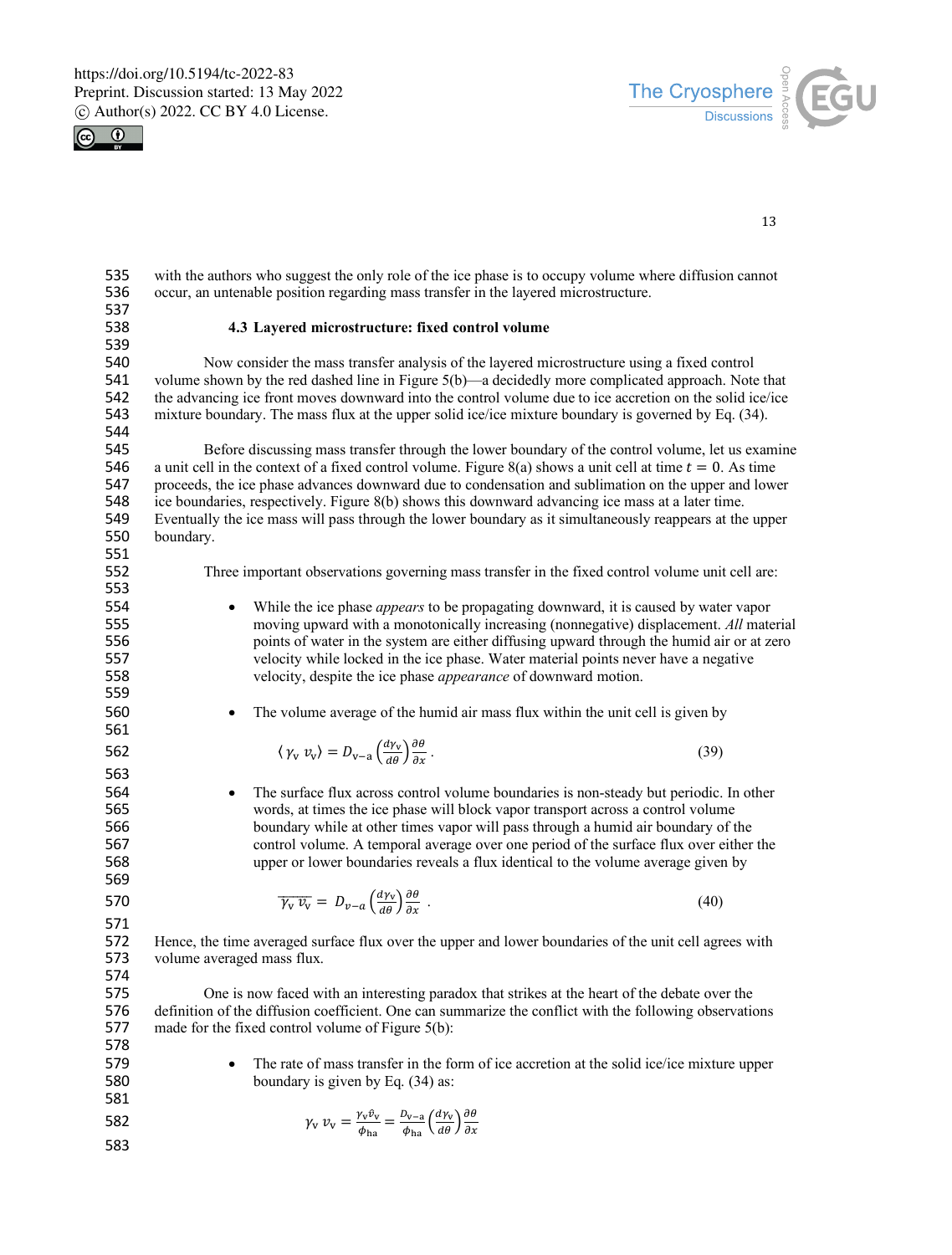with the authors who suggest the only role of the ice phase is to occupy volume where diffusion cannot occur, an untenable position regarding mass transfer in the layered microstructure.

### 4.3 Layered microstructure: fixed control volume

Now consider the mass transfer analysis of the layered microstructure using a fixed control volume shown by the red dashed line in Figure 5(b)—a decidedly more complicated approach. Note that the advancing ice front moves downward into the control volume due to ice accretion on the solid ice/ice mixture boundary. The mass flux at the upper solid ice/ice mixture boundary is governed by Eq. (34).

Before discussing mass transfer through the lower boundary of the control volume, let us examine a unit cell in the context of a fixed control volume. Figure 8(a) shows a unit cell at time $t = 0$. As time proceeds, the ice phase advances downward due to condensation and sublimation on the upper and lower ice boundaries, respectively. Figure 8(b) shows this downward advancing ice mass at a later time. Eventually the ice mass will pass through the lower boundary as it simultaneously reappears at the upper boundary.

Three important observations governing mass transfer in the fixed control volume unit cell are:

- While the ice phase *appears* to be propagating downward, it is caused by water vapor moving upward with a monotonically increasing (nonnegative) displacement. *All* material points of water in the system are either diffusing upward through the humid air or at zero velocity while locked in the ice phase. Water material points never have a negative velocity, despite the ice phase *appearance* of downward motion.

- The volume average of the humid air mass flux within the unit cell is given by

$$\langle \gamma_{\mathrm{v}}\, v_{\mathrm{v}} \rangle = D_{\mathrm{v-a}} \left(\frac{d\gamma_{\mathrm{v}}}{d\theta}\right) \frac{\partial \theta}{\partial x}\,. \tag{39}$$

- The surface flux across control volume boundaries is non-steady but periodic. In other words, at times the ice phase will block vapor transport across a control volume boundary while at other times vapor will pass through a humid air boundary of the control volume. A temporal average over one period of the surface flux over either the upper or lower boundaries reveals a flux identical to the volume average given by

$$\overline{\gamma_{\mathrm{v}}\, v_{\mathrm{v}}} = D_{v-a} \left(\frac{d\gamma_{\mathrm{v}}}{d\theta}\right) \frac{\partial \theta}{\partial x}\,. \tag{40}$$

Hence, the time averaged surface flux over the upper and lower boundaries of the unit cell agrees with volume averaged mass flux.

One is now faced with an interesting paradox that strikes at the heart of the debate over the definition of the diffusion coefficient. One can summarize the conflict with the following observations made for the fixed control volume of Figure 5(b):

- The rate of mass transfer in the form of ice accretion at the solid ice/ice mixture upper boundary is given by Eq. (34) as:

$$\gamma_{\mathrm{v}}\, v_{\mathrm{v}} = \frac{\gamma_{\mathrm{v}} \hat{v}_{\mathrm{v}}}{\phi_{\mathrm{ha}}} = \frac{D_{\mathrm{v-a}}}{\phi_{\mathrm{ha}}} \left(\frac{d\gamma_{\mathrm{v}}}{d\theta}\right) \frac{\partial \theta}{\partial x}$$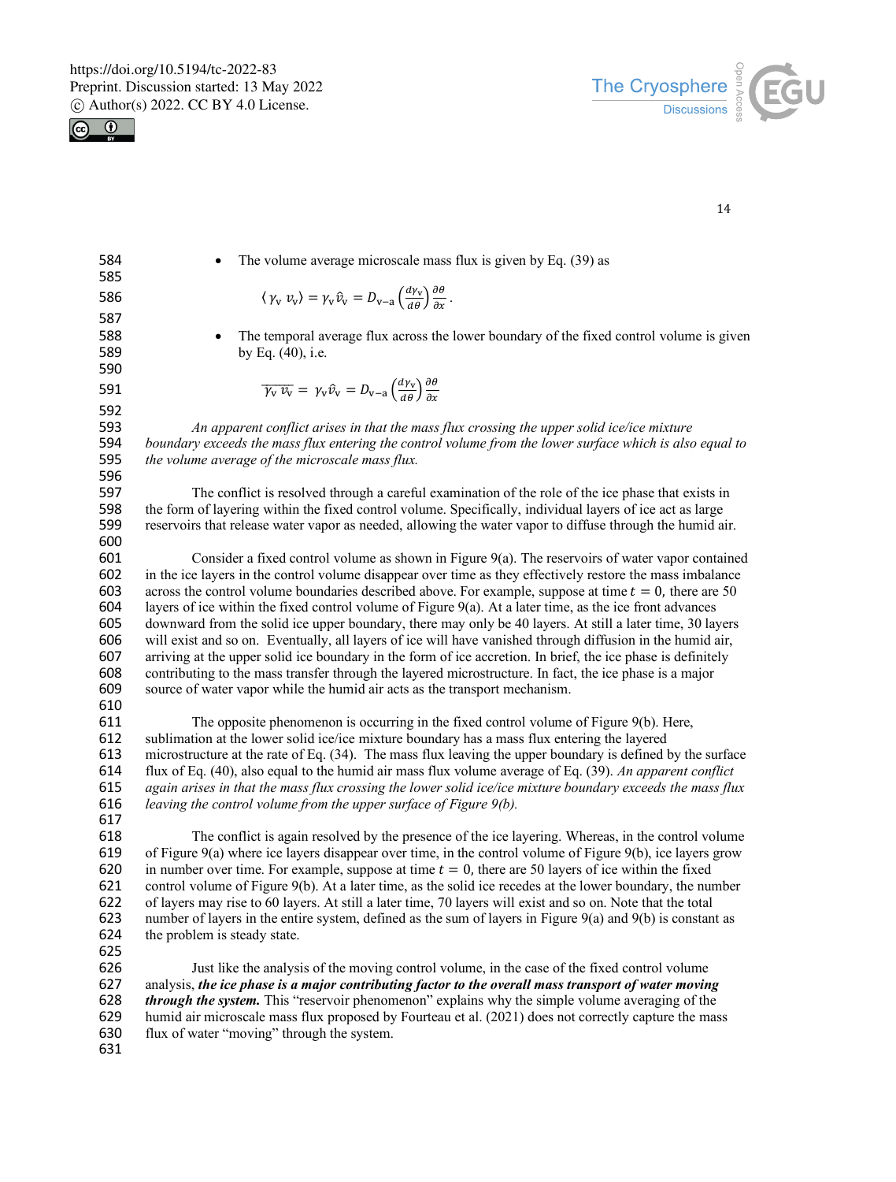- The volume average microscale mass flux is given by Eq. (39) as

$$\langle \gamma_{\rm v}\, v_{\rm v} \rangle = \gamma_{\rm v} \hat{v}_{\rm v} = D_{\rm v-a} \left(\frac{d\gamma_{\rm v}}{d\theta}\right) \frac{\partial \theta}{\partial x}\,.$$

- The temporal average flux across the lower boundary of the fixed control volume is given by Eq. (40), i.e.

$$\overline{\gamma_{\rm v}\, v_{\rm v}} = \gamma_{\rm v} \hat{v}_{\rm v} = D_{\rm v-a} \left(\frac{d\gamma_{\rm v}}{d\theta}\right) \frac{\partial \theta}{\partial x}$$

*An apparent conflict arises in that the mass flux crossing the upper solid ice/ice mixture boundary exceeds the mass flux entering the control volume from the lower surface which is also equal to the volume average of the microscale mass flux.*

The conflict is resolved through a careful examination of the role of the ice phase that exists in the form of layering within the fixed control volume. Specifically, individual layers of ice act as large reservoirs that release water vapor as needed, allowing the water vapor to diffuse through the humid air.

Consider a fixed control volume as shown in Figure 9(a). The reservoirs of water vapor contained in the ice layers in the control volume disappear over time as they effectively restore the mass imbalance across the control volume boundaries described above. For example, suppose at time $t = 0$, there are 50 layers of ice within the fixed control volume of Figure 9(a). At a later time, as the ice front advances downward from the solid ice upper boundary, there may only be 40 layers. At still a later time, 30 layers will exist and so on. Eventually, all layers of ice will have vanished through diffusion in the humid air, arriving at the upper solid ice boundary in the form of ice accretion. In brief, the ice phase is definitely contributing to the mass transfer through the layered microstructure. In fact, the ice phase is a major source of water vapor while the humid air acts as the transport mechanism.

The opposite phenomenon is occurring in the fixed control volume of Figure 9(b). Here, sublimation at the lower solid ice/ice mixture boundary has a mass flux entering the layered microstructure at the rate of Eq. (34). The mass flux leaving the upper boundary is defined by the surface flux of Eq. (40), also equal to the humid air mass flux volume average of Eq. (39). *An apparent conflict again arises in that the mass flux crossing the lower solid ice/ice mixture boundary exceeds the mass flux leaving the control volume from the upper surface of Figure 9(b).*

The conflict is again resolved by the presence of the ice layering. Whereas, in the control volume of Figure 9(a) where ice layers disappear over time, in the control volume of Figure 9(b), ice layers grow in number over time. For example, suppose at time $t = 0$, there are 50 layers of ice within the fixed control volume of Figure 9(b). At a later time, as the solid ice recedes at the lower boundary, the number of layers may rise to 60 layers. At still a later time, 70 layers will exist and so on. Note that the total number of layers in the entire system, defined as the sum of layers in Figure 9(a) and 9(b) is constant as the problem is steady state.

Just like the analysis of the moving control volume, in the case of the fixed control volume analysis, ***the ice phase is a major contributing factor to the overall mass transport of water moving through the system.*** This "reservoir phenomenon" explains why the simple volume averaging of the humid air microscale mass flux proposed by Fourteau et al. (2021) does not correctly capture the mass flux of water "moving" through the system.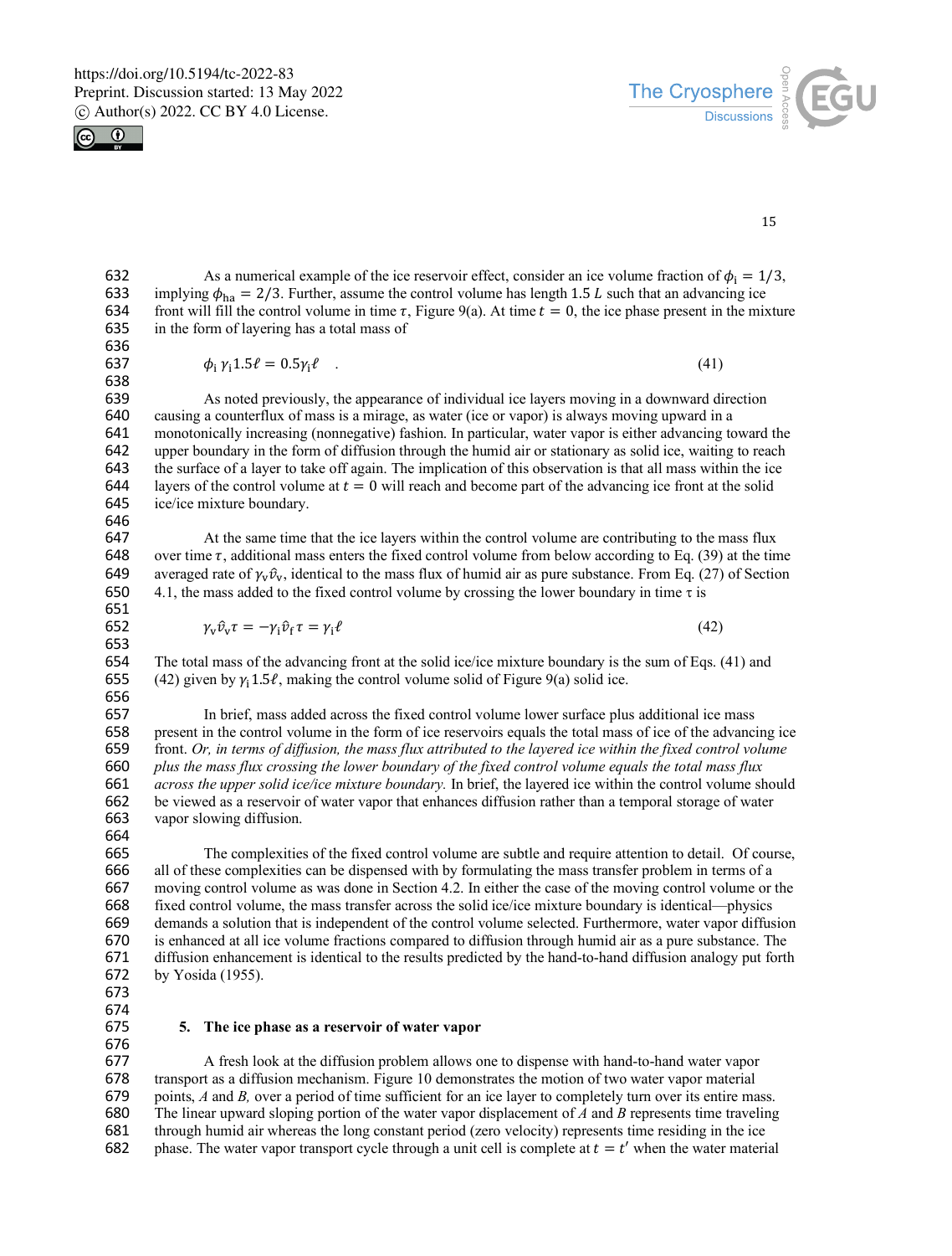As a numerical example of the ice reservoir effect, consider an ice volume fraction of $\phi_\mathrm{i} = 1/3$, implying $\phi_\mathrm{ha} = 2/3$. Further, assume the control volume has length 1.5 $L$ such that an advancing ice front will fill the control volume in time $\tau$, Figure 9(a). At time $t = 0$, the ice phase present in the mixture in the form of layering has a total mass of

$$\phi_\mathrm{i}\,\gamma_\mathrm{i} 1.5\ell = 0.5\gamma_\mathrm{i}\ell \quad . \tag{41}$$

As noted previously, the appearance of individual ice layers moving in a downward direction causing a counterflux of mass is a mirage, as water (ice or vapor) is always moving upward in a monotonically increasing (nonnegative) fashion. In particular, water vapor is either advancing toward the upper boundary in the form of diffusion through the humid air or stationary as solid ice, waiting to reach the surface of a layer to take off again. The implication of this observation is that all mass within the ice layers of the control volume at $t = 0$ will reach and become part of the advancing ice front at the solid ice/ice mixture boundary.

At the same time that the ice layers within the control volume are contributing to the mass flux over time $\tau$, additional mass enters the fixed control volume from below according to Eq. (39) at the time averaged rate of $\gamma_\mathrm{v}\hat{v}_\mathrm{v}$, identical to the mass flux of humid air as pure substance. From Eq. (27) of Section 4.1, the mass added to the fixed control volume by crossing the lower boundary in time $\tau$ is

$$\gamma_\mathrm{v}\hat{v}_\mathrm{v}\tau = -\gamma_\mathrm{i}\hat{v}_\mathrm{f}\tau = \gamma_\mathrm{i}\ell \tag{42}$$

The total mass of the advancing front at the solid ice/ice mixture boundary is the sum of Eqs. (41) and (42) given by $\gamma_\mathrm{i} 1.5\ell$, making the control volume solid of Figure 9(a) solid ice.

In brief, mass added across the fixed control volume lower surface plus additional ice mass present in the control volume in the form of ice reservoirs equals the total mass of ice of the advancing ice front. *Or, in terms of diffusion, the mass flux attributed to the layered ice within the fixed control volume plus the mass flux crossing the lower boundary of the fixed control volume equals the total mass flux across the upper solid ice/ice mixture boundary.* In brief, the layered ice within the control volume should be viewed as a reservoir of water vapor that enhances diffusion rather than a temporal storage of water vapor slowing diffusion.

The complexities of the fixed control volume are subtle and require attention to detail. Of course, all of these complexities can be dispensed with by formulating the mass transfer problem in terms of a moving control volume as was done in Section 4.2. In either the case of the moving control volume or the fixed control volume, the mass transfer across the solid ice/ice mixture boundary is identical—physics demands a solution that is independent of the control volume selected. Furthermore, water vapor diffusion is enhanced at all ice volume fractions compared to diffusion through humid air as a pure substance. The diffusion enhancement is identical to the results predicted by the hand-to-hand diffusion analogy put forth by Yosida (1955).

## 5. The ice phase as a reservoir of water vapor

A fresh look at the diffusion problem allows one to dispense with hand-to-hand water vapor transport as a diffusion mechanism. Figure 10 demonstrates the motion of two water vapor material points, *A* and *B,* over a period of time sufficient for an ice layer to completely turn over its entire mass. The linear upward sloping portion of the water vapor displacement of *A* and *B* represents time traveling through humid air whereas the long constant period (zero velocity) represents time residing in the ice phase. The water vapor transport cycle through a unit cell is complete at $t = t'$ when the water material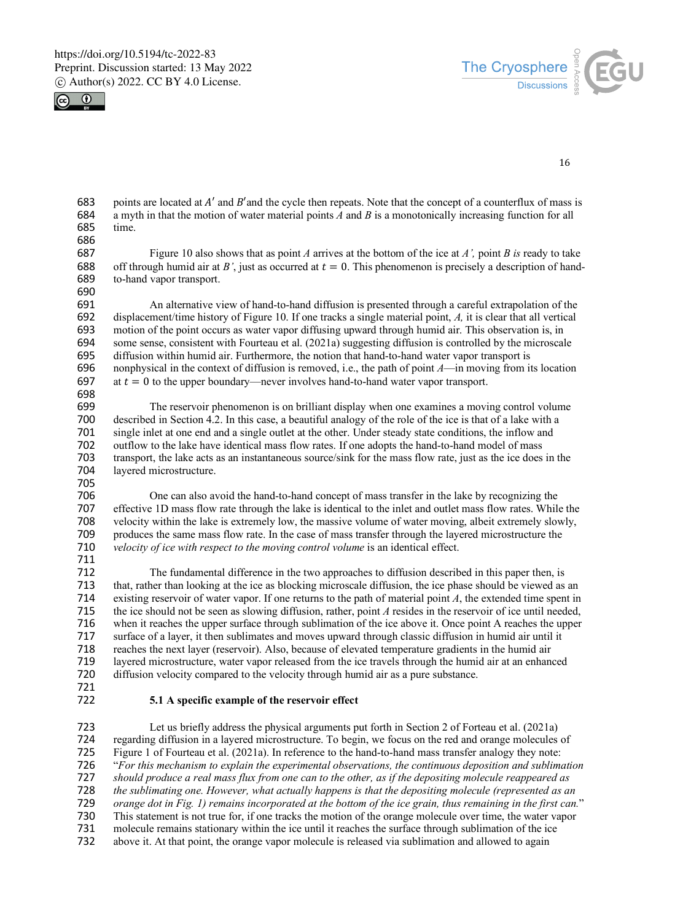points are located at $A'$ and $B'$and the cycle then repeats. Note that the concept of a counterflux of mass is a myth in that the motion of water material points *A* and *B* is a monotonically increasing function for all time.

Figure 10 also shows that as point *A* arrives at the bottom of the ice at *A',* point *B is* ready to take off through humid air at *B'*, just as occurred at $t = 0$. This phenomenon is precisely a description of hand-to-hand vapor transport.

An alternative view of hand-to-hand diffusion is presented through a careful extrapolation of the displacement/time history of Figure 10. If one tracks a single material point, *A,* it is clear that all vertical motion of the point occurs as water vapor diffusing upward through humid air. This observation is, in some sense, consistent with Fourteau et al. (2021a) suggesting diffusion is controlled by the microscale diffusion within humid air. Furthermore, the notion that hand-to-hand water vapor transport is nonphysical in the context of diffusion is removed, i.e., the path of point *A*—in moving from its location at $t = 0$ to the upper boundary—never involves hand-to-hand water vapor transport.

The reservoir phenomenon is on brilliant display when one examines a moving control volume described in Section 4.2. In this case, a beautiful analogy of the role of the ice is that of a lake with a single inlet at one end and a single outlet at the other. Under steady state conditions, the inflow and outflow to the lake have identical mass flow rates. If one adopts the hand-to-hand model of mass transport, the lake acts as an instantaneous source/sink for the mass flow rate, just as the ice does in the layered microstructure.

One can also avoid the hand-to-hand concept of mass transfer in the lake by recognizing the effective 1D mass flow rate through the lake is identical to the inlet and outlet mass flow rates. While the velocity within the lake is extremely low, the massive volume of water moving, albeit extremely slowly, produces the same mass flow rate. In the case of mass transfer through the layered microstructure the *velocity of ice with respect to the moving control volume* is an identical effect.

The fundamental difference in the two approaches to diffusion described in this paper then, is that, rather than looking at the ice as blocking microscale diffusion, the ice phase should be viewed as an existing reservoir of water vapor. If one returns to the path of material point *A*, the extended time spent in the ice should not be seen as slowing diffusion, rather, point *A* resides in the reservoir of ice until needed, when it reaches the upper surface through sublimation of the ice above it. Once point A reaches the upper surface of a layer, it then sublimates and moves upward through classic diffusion in humid air until it reaches the next layer (reservoir). Also, because of elevated temperature gradients in the humid air layered microstructure, water vapor released from the ice travels through the humid air at an enhanced diffusion velocity compared to the velocity through humid air as a pure substance.

### 5.1 A specific example of the reservoir effect

Let us briefly address the physical arguments put forth in Section 2 of Fourteau et al. (2021a) regarding diffusion in a layered microstructure. To begin, we focus on the red and orange molecules of Figure 1 of Fourteau et al. (2021a). In reference to the hand-to-hand mass transfer analogy they note: "*For this mechanism to explain the experimental observations, the continuous deposition and sublimation should produce a real mass flux from one can to the other, as if the depositing molecule reappeared as the sublimating one. However, what actually happens is that the depositing molecule (represented as an orange dot in Fig. 1) remains incorporated at the bottom of the ice grain, thus remaining in the first can.*" This statement is not true for, if one tracks the motion of the orange molecule over time, the water vapor molecule remains stationary within the ice until it reaches the surface through sublimation of the ice above it. At that point, the orange vapor molecule is released via sublimation and allowed to again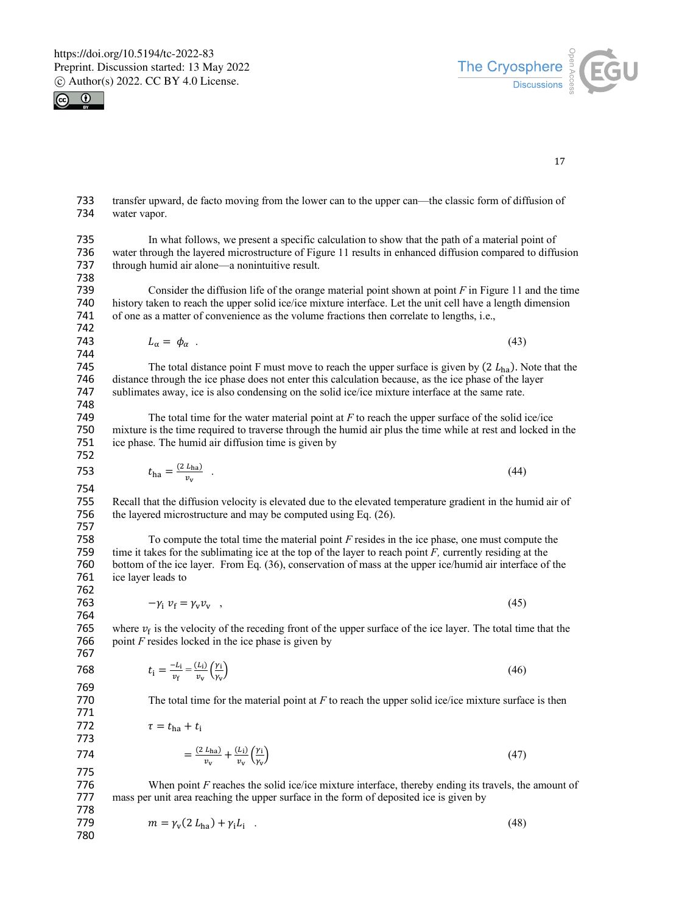transfer upward, de facto moving from the lower can to the upper can—the classic form of diffusion of water vapor.

In what follows, we present a specific calculation to show that the path of a material point of water through the layered microstructure of Figure 11 results in enhanced diffusion compared to diffusion through humid air alone—a nonintuitive result.

Consider the diffusion life of the orange material point shown at point *F* in Figure 11 and the time history taken to reach the upper solid ice/ice mixture interface. Let the unit cell have a length dimension of one as a matter of convenience as the volume fractions then correlate to lengths, i.e.,

$$L_\alpha = \phi_\alpha \quad . \tag{43}$$

The total distance point F must move to reach the upper surface is given by $(2\ L_{\mathrm{ha}})$. Note that the distance through the ice phase does not enter this calculation because, as the ice phase of the layer sublimates away, ice is also condensing on the solid ice/ice mixture interface at the same rate.

The total time for the water material point at *F* to reach the upper surface of the solid ice/ice mixture is the time required to traverse through the humid air plus the time while at rest and locked in the ice phase. The humid air diffusion time is given by

$$t_{\mathrm{ha}} = \frac{(2\ L_{\mathrm{ha}})}{v_{\mathrm{v}}} \quad . \tag{44}$$

Recall that the diffusion velocity is elevated due to the elevated temperature gradient in the humid air of the layered microstructure and may be computed using Eq. (26).

To compute the total time the material point *F* resides in the ice phase, one must compute the time it takes for the sublimating ice at the top of the layer to reach point *F*, currently residing at the bottom of the ice layer. From Eq. (36), conservation of mass at the upper ice/humid air interface of the ice layer leads to

$$-\gamma_{\mathrm{i}}\ v_{\mathrm{f}} = \gamma_{\mathrm{v}} v_{\mathrm{v}} \quad , \tag{45}$$

where $v_{\mathrm{f}}$ is the velocity of the receding front of the upper surface of the ice layer. The total time that the point *F* resides locked in the ice phase is given by

$$t_{\mathrm{i}} = \frac{-L_{\mathrm{i}}}{v_{\mathrm{f}}} = \frac{(L_{\mathrm{i}})}{v_{\mathrm{v}}}\left(\frac{\gamma_{\mathrm{i}}}{\gamma_{\mathrm{v}}}\right) \tag{46}$$

The total time for the material point at *F* to reach the upper solid ice/ice mixture surface is then

$$\tau = t_{\mathrm{ha}} + t_{\mathrm{i}}$$

$$= \frac{(2\ L_{\mathrm{ha}})}{v_{\mathrm{v}}} + \frac{(L_{\mathrm{i}})}{v_{\mathrm{v}}}\left(\frac{\gamma_{\mathrm{i}}}{\gamma_{\mathrm{v}}}\right) \tag{47}$$

When point *F* reaches the solid ice/ice mixture interface, thereby ending its travels, the amount of mass per unit area reaching the upper surface in the form of deposited ice is given by

$$m = \gamma_{\mathrm{v}}(2\ L_{\mathrm{ha}}) + \gamma_{\mathrm{i}} L_{\mathrm{i}} \quad . \tag{48}$$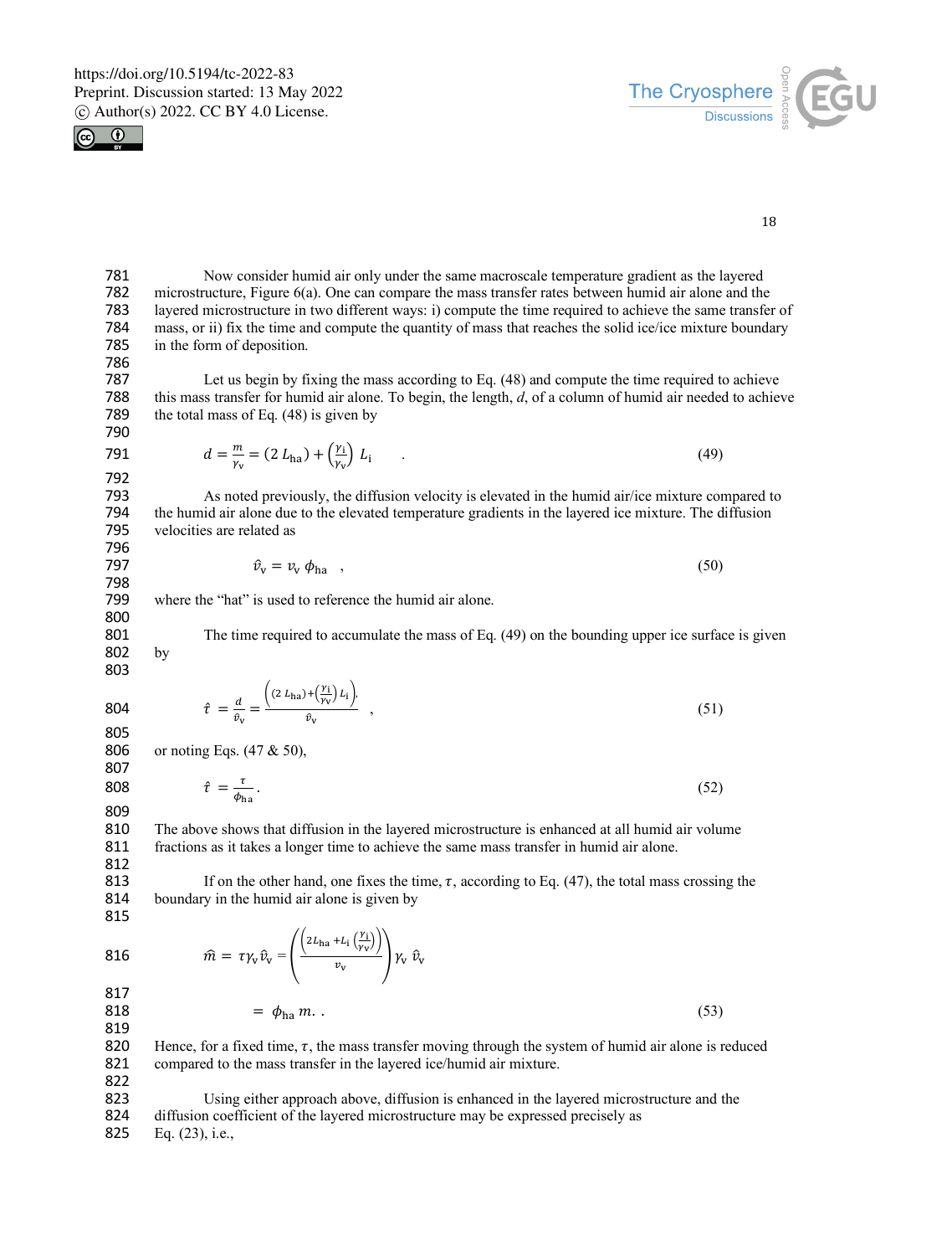Now consider humid air only under the same macroscale temperature gradient as the layered microstructure, Figure 6(a). One can compare the mass transfer rates between humid air alone and the layered microstructure in two different ways: i) compute the time required to achieve the same transfer of mass, or ii) fix the time and compute the quantity of mass that reaches the solid ice/ice mixture boundary in the form of deposition.

Let us begin by fixing the mass according to Eq. (48) and compute the time required to achieve this mass transfer for humid air alone. To begin, the length, $d$, of a column of humid air needed to achieve the total mass of Eq. (48) is given by

$$d = \frac{m}{\gamma_{\mathrm{v}}} = (2\, L_{\mathrm{ha}}) + \left(\frac{\gamma_{\mathrm{i}}}{\gamma_{\mathrm{v}}}\right)\, L_{\mathrm{i}} \quad . \tag{49}$$

As noted previously, the diffusion velocity is elevated in the humid air/ice mixture compared to the humid air alone due to the elevated temperature gradients in the layered ice mixture. The diffusion velocities are related as

$$\hat{v}_{\mathrm{v}} = v_{\mathrm{v}}\, \phi_{\mathrm{ha}} \quad , \tag{50}$$

where the "hat" is used to reference the humid air alone.

The time required to accumulate the mass of Eq. (49) on the bounding upper ice surface is given by

$$\hat{t} = \frac{d}{\hat{v}_{\mathrm{v}}} = \frac{\left((2\, L_{\mathrm{ha}}) + \left(\frac{\gamma_{\mathrm{i}}}{\gamma_{\mathrm{v}}}\right) L_{\mathrm{i}}\right),}{\hat{v}_{\mathrm{v}}} \quad , \tag{51}$$

or noting Eqs. (47 & 50),

$$\hat{t} = \frac{\tau}{\phi_{\mathrm{ha}}} . \tag{52}$$

The above shows that diffusion in the layered microstructure is enhanced at all humid air volume fractions as it takes a longer time to achieve the same mass transfer in humid air alone.

If on the other hand, one fixes the time, $\tau$, according to Eq. (47), the total mass crossing the boundary in the humid air alone is given by

$$\hat{m} = \tau \gamma_{\mathrm{v}} \hat{v}_{\mathrm{v}} = \left( \frac{\left(2 L_{\mathrm{ha}} + L_{\mathrm{i}} \left(\frac{\gamma_{\mathrm{i}}}{\gamma_{\mathrm{v}}}\right)\right)}{v_{\mathrm{v}}} \right) \gamma_{\mathrm{v}}\, \hat{v}_{\mathrm{v}}$$

$$= \phi_{\mathrm{ha}}\, m. \, . \tag{53}$$

Hence, for a fixed time, $\tau$, the mass transfer moving through the system of humid air alone is reduced compared to the mass transfer in the layered ice/humid air mixture.

Using either approach above, diffusion is enhanced in the layered microstructure and the diffusion coefficient of the layered microstructure may be expressed precisely as Eq. (23), i.e.,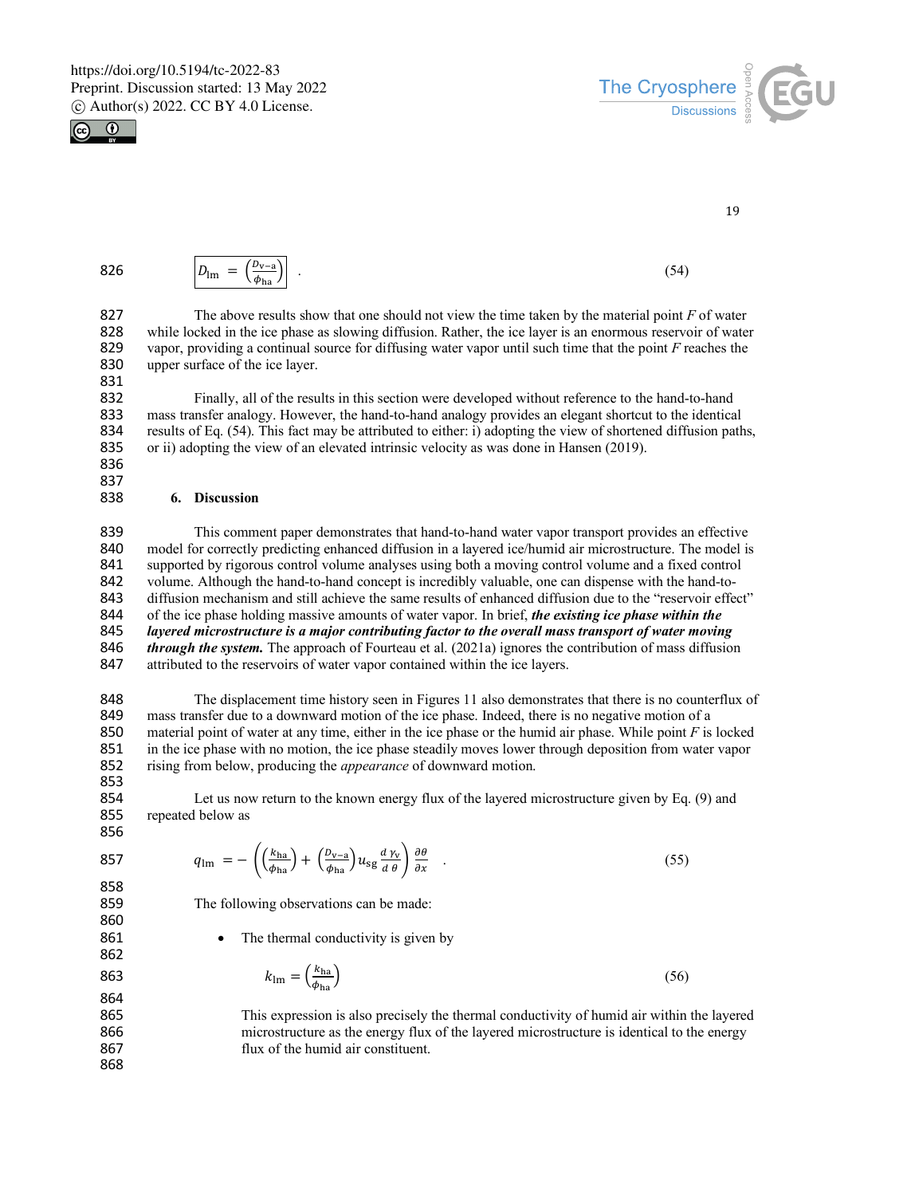$$\boxed{D_{\text{lm}} = \left(\frac{D_{\text{v-a}}}{\phi_{\text{ha}}}\right)} \quad . \tag{54}$$

The above results show that one should not view the time taken by the material point $F$ of water while locked in the ice phase as slowing diffusion. Rather, the ice layer is an enormous reservoir of water vapor, providing a continual source for diffusing water vapor until such time that the point $F$ reaches the upper surface of the ice layer.

Finally, all of the results in this section were developed without reference to the hand-to-hand mass transfer analogy. However, the hand-to-hand analogy provides an elegant shortcut to the identical results of Eq. (54). This fact may be attributed to either: i) adopting the view of shortened diffusion paths, or ii) adopting the view of an elevated intrinsic velocity as was done in Hansen (2019).

## 6. Discussion

This comment paper demonstrates that hand-to-hand water vapor transport provides an effective model for correctly predicting enhanced diffusion in a layered ice/humid air microstructure. The model is supported by rigorous control volume analyses using both a moving control volume and a fixed control volume. Although the hand-to-hand concept is incredibly valuable, one can dispense with the hand-to-diffusion mechanism and still achieve the same results of enhanced diffusion due to the "reservoir effect" of the ice phase holding massive amounts of water vapor. In brief, ***the existing ice phase within the layered microstructure is a major contributing factor to the overall mass transport of water moving through the system.*** The approach of Fourteau et al. (2021a) ignores the contribution of mass diffusion attributed to the reservoirs of water vapor contained within the ice layers.

The displacement time history seen in Figures 11 also demonstrates that there is no counterflux of mass transfer due to a downward motion of the ice phase. Indeed, there is no negative motion of a material point of water at any time, either in the ice phase or the humid air phase. While point $F$ is locked in the ice phase with no motion, the ice phase steadily moves lower through deposition from water vapor rising from below, producing the *appearance* of downward motion.

Let us now return to the known energy flux of the layered microstructure given by Eq. (9) and repeated below as

$$q_{\text{lm}} = -\left(\left(\frac{k_{\text{ha}}}{\phi_{\text{ha}}}\right) + \left(\frac{D_{\text{v-a}}}{\phi_{\text{ha}}}\right) u_{\text{sg}} \frac{d\,\gamma_{\text{v}}}{d\,\theta}\right) \frac{\partial \theta}{\partial x} \quad . \tag{55}$$

The following observations can be made:

- The thermal conductivity is given by

$$k_{\text{lm}} = \left(\frac{k_{\text{ha}}}{\phi_{\text{ha}}}\right) \tag{56}$$

  This expression is also precisely the thermal conductivity of humid air within the layered microstructure as the energy flux of the layered microstructure is identical to the energy flux of the humid air constituent.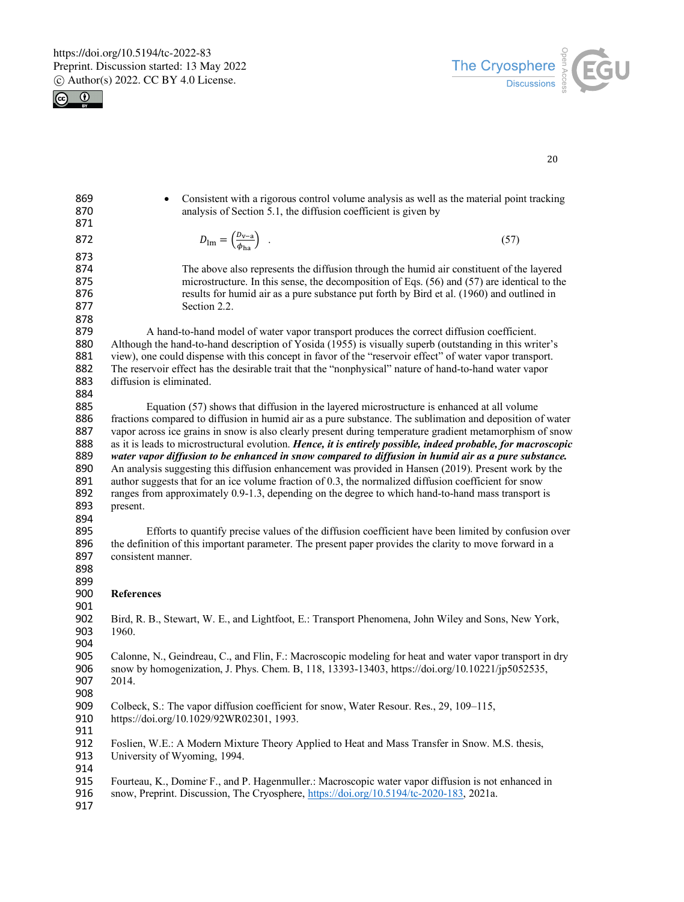- Consistent with a rigorous control volume analysis as well as the material point tracking analysis of Section 5.1, the diffusion coefficient is given by

$$D_{\mathrm{lm}} = \left(\frac{D_{\mathrm{v-a}}}{\phi_{\mathrm{ha}}}\right) \quad . \tag{57}$$

  The above also represents the diffusion through the humid air constituent of the layered microstructure. In this sense, the decomposition of Eqs. (56) and (57) are identical to the results for humid air as a pure substance put forth by Bird et al. (1960) and outlined in Section 2.2.

A hand-to-hand model of water vapor transport produces the correct diffusion coefficient. Although the hand-to-hand description of Yosida (1955) is visually superb (outstanding in this writer's view), one could dispense with this concept in favor of the "reservoir effect" of water vapor transport. The reservoir effect has the desirable trait that the "nonphysical" nature of hand-to-hand water vapor diffusion is eliminated.

Equation (57) shows that diffusion in the layered microstructure is enhanced at all volume fractions compared to diffusion in humid air as a pure substance. The sublimation and deposition of water vapor across ice grains in snow is also clearly present during temperature gradient metamorphism of snow as it is leads to microstructural evolution. ***Hence, it is entirely possible, indeed probable, for macroscopic water vapor diffusion to be enhanced in snow compared to diffusion in humid air as a pure substance.*** An analysis suggesting this diffusion enhancement was provided in Hansen (2019). Present work by the author suggests that for an ice volume fraction of 0.3, the normalized diffusion coefficient for snow ranges from approximately 0.9-1.3, depending on the degree to which hand-to-hand mass transport is present.

Efforts to quantify precise values of the diffusion coefficient have been limited by confusion over the definition of this important parameter. The present paper provides the clarity to move forward in a consistent manner.

## References

Bird, R. B., Stewart, W. E., and Lightfoot, E.: Transport Phenomena, John Wiley and Sons, New York, 1960.

Calonne, N., Geindreau, C., and Flin, F.: Macroscopic modeling for heat and water vapor transport in dry snow by homogenization, J. Phys. Chem. B, 118, 13393-13403, https://doi.org/10.10221/jp5052535, 2014.

Colbeck, S.: The vapor diffusion coefficient for snow, Water Resour. Res., 29, 109–115, https://doi.org/10.1029/92WR02301, 1993.

Foslien, W.E.: A Modern Mixture Theory Applied to Heat and Mass Transfer in Snow. M.S. thesis, University of Wyoming, 1994.

Fourteau, K., Domine, F., and P. Hagenmuller.: Macroscopic water vapor diffusion is not enhanced in snow, Preprint. Discussion, The Cryosphere, https://doi.org/10.5194/tc-2020-183, 2021a.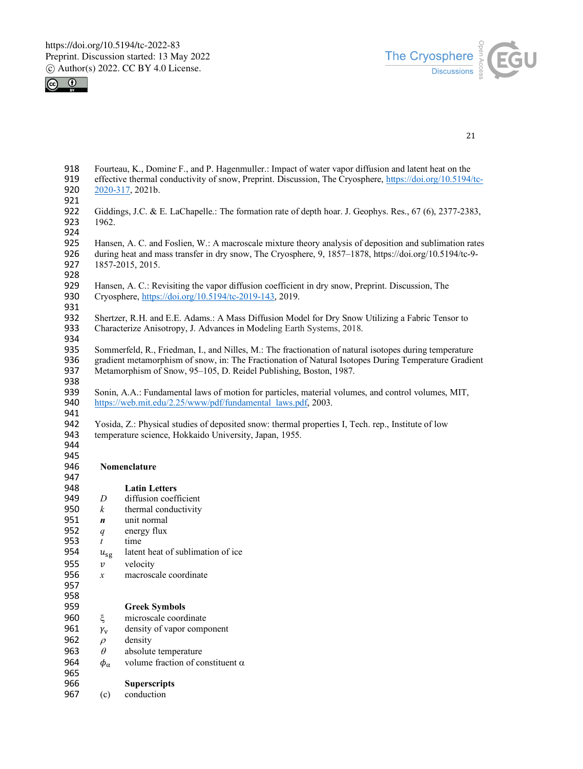Fourteau, K., Domine F., and P. Hagenmuller.: Impact of water vapor diffusion and latent heat on the effective thermal conductivity of snow, Preprint. Discussion, The Cryosphere, https://doi.org/10.5194/tc-2020-317, 2021b.

Giddings, J.C. & E. LaChapelle.: The formation rate of depth hoar. J. Geophys. Res., 67 (6), 2377-2383, 1962.

Hansen, A. C. and Foslien, W.: A macroscale mixture theory analysis of deposition and sublimation rates during heat and mass transfer in dry snow, The Cryosphere, 9, 1857–1878, https://doi.org/10.5194/tc-9-1857-2015, 2015.

Hansen, A. C.: Revisiting the vapor diffusion coefficient in dry snow, Preprint. Discussion, The Cryosphere, https://doi.org/10.5194/tc-2019-143, 2019.

Shertzer, R.H. and E.E. Adams.: A Mass Diffusion Model for Dry Snow Utilizing a Fabric Tensor to Characterize Anisotropy, J. Advances in Modeling Earth Systems, 2018.

Sommerfeld, R., Friedman, I., and Nilles, M.: The fractionation of natural isotopes during temperature gradient metamorphism of snow, in: The Fractionation of Natural Isotopes During Temperature Gradient Metamorphism of Snow, 95–105, D. Reidel Publishing, Boston, 1987.

Sonin, A.A.: Fundamental laws of motion for particles, material volumes, and control volumes, MIT, https://web.mit.edu/2.25/www/pdf/fundamental_laws.pdf, 2003.

Yosida, Z.: Physical studies of deposited snow: thermal properties I, Tech. rep., Institute of low temperature science, Hokkaido University, Japan, 1955.

## Nomenclature

### Latin Letters

| | |
|---|---|
| $D$ | diffusion coefficient |
| $k$ | thermal conductivity |
| $\boldsymbol{n}$ | unit normal |
| $q$ | energy flux |
| $t$ | time |
| $u_{sg}$ | latent heat of sublimation of ice |
| $v$ | velocity |
| $x$ | macroscale coordinate |

### Greek Symbols

| | |
|---|---|
| $\xi$ | microscale coordinate |
| $\gamma_v$ | density of vapor component |
| $\rho$ | density |
| $\theta$ | absolute temperature |
| $\phi_\alpha$ | volume fraction of constituent $\alpha$ |

### Superscripts

| | |
|---|---|
| (c) | conduction |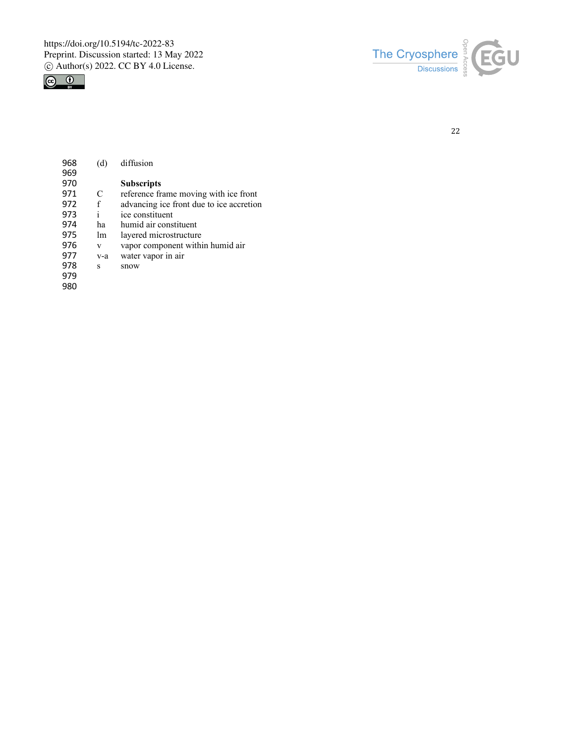(d) diffusion

**Subscripts**

| | |
|---|---|
| C | reference frame moving with ice front |
| f | advancing ice front due to ice accretion |
| i | ice constituent |
| ha | humid air constituent |
| lm | layered microstructure |
| v | vapor component within humid air |
| v-a | water vapor in air |
| s | snow |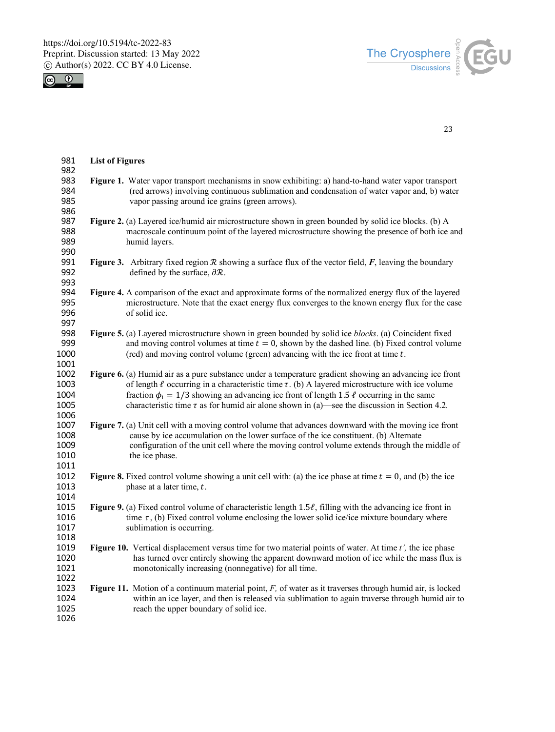**List of Figures**

**Figure 1.** Water vapor transport mechanisms in snow exhibiting: a) hand-to-hand water vapor transport (red arrows) involving continuous sublimation and condensation of water vapor and, b) water vapor passing around ice grains (green arrows).

**Figure 2.** (a) Layered ice/humid air microstructure shown in green bounded by solid ice blocks. (b) A macroscale continuum point of the layered microstructure showing the presence of both ice and humid layers.

**Figure 3.** Arbitrary fixed region $\mathcal{R}$ showing a surface flux of the vector field, $\boldsymbol{F}$, leaving the boundary defined by the surface, $\partial\mathcal{R}$.

**Figure 4.** A comparison of the exact and approximate forms of the normalized energy flux of the layered microstructure. Note that the exact energy flux converges to the known energy flux for the case of solid ice.

**Figure 5.** (a) Layered microstructure shown in green bounded by solid ice *blocks*. (a) Coincident fixed and moving control volumes at time $t = 0$, shown by the dashed line. (b) Fixed control volume (red) and moving control volume (green) advancing with the ice front at time $t$.

**Figure 6.** (a) Humid air as a pure substance under a temperature gradient showing an advancing ice front of length $\ell$ occurring in a characteristic time $\tau$. (b) A layered microstructure with ice volume fraction $\phi_{\mathrm{i}} = 1/3$ showing an advancing ice front of length $1.5\,\ell$ occurring in the same characteristic time $\tau$ as for humid air alone shown in (a)—see the discussion in Section 4.2.

**Figure 7.** (a) Unit cell with a moving control volume that advances downward with the moving ice front cause by ice accumulation on the lower surface of the ice constituent. (b) Alternate configuration of the unit cell where the moving control volume extends through the middle of the ice phase.

**Figure 8.** Fixed control volume showing a unit cell with: (a) the ice phase at time $t = 0$, and (b) the ice phase at a later time, $t$.

**Figure 9.** (a) Fixed control volume of characteristic length $1.5\ell$, filling with the advancing ice front in time $\tau$, (b) Fixed control volume enclosing the lower solid ice/ice mixture boundary where sublimation is occurring.

**Figure 10.** Vertical displacement versus time for two material points of water. At time $t'$, the ice phase has turned over entirely showing the apparent downward motion of ice while the mass flux is monotonically increasing (nonnegative) for all time.

**Figure 11.** Motion of a continuum material point, $F$, of water as it traverses through humid air, is locked within an ice layer, and then is released via sublimation to again traverse through humid air to reach the upper boundary of solid ice.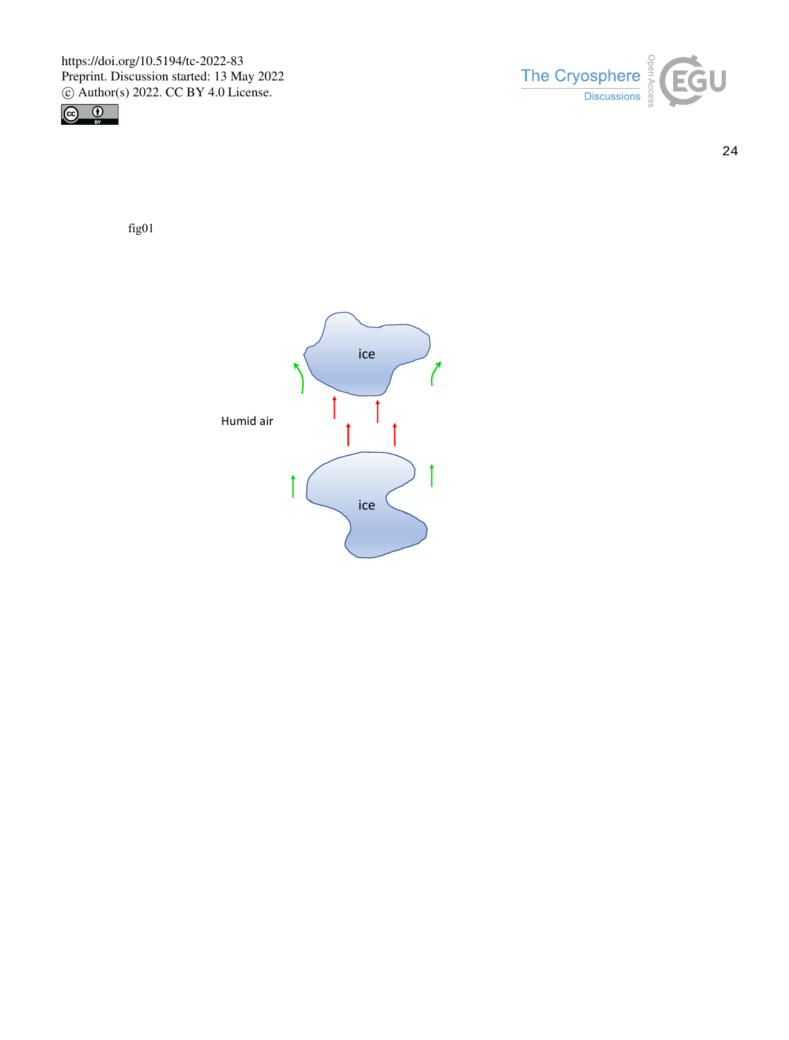fig01

Humid air

ice

ice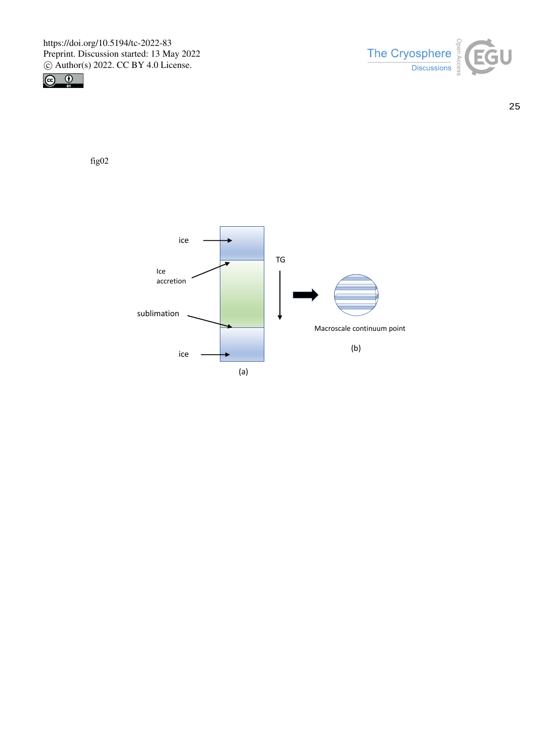fig02

ice

Ice accretion

sublimation

ice

TG

(a)

Macroscale continuum point

(b)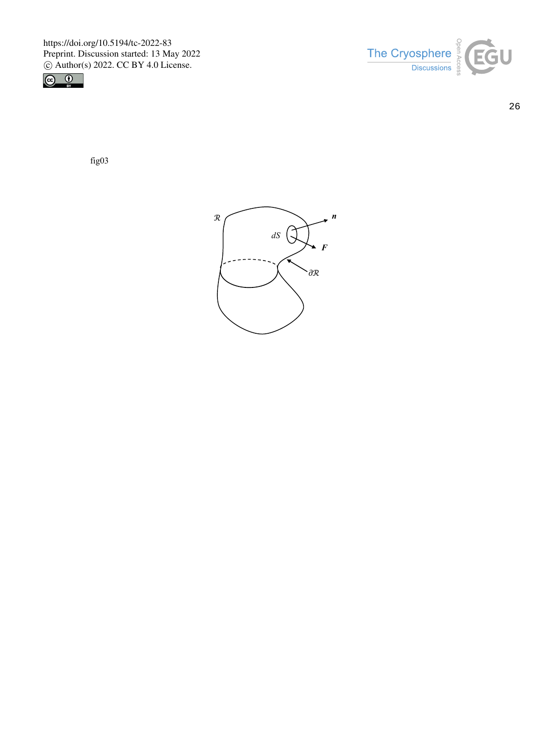fig03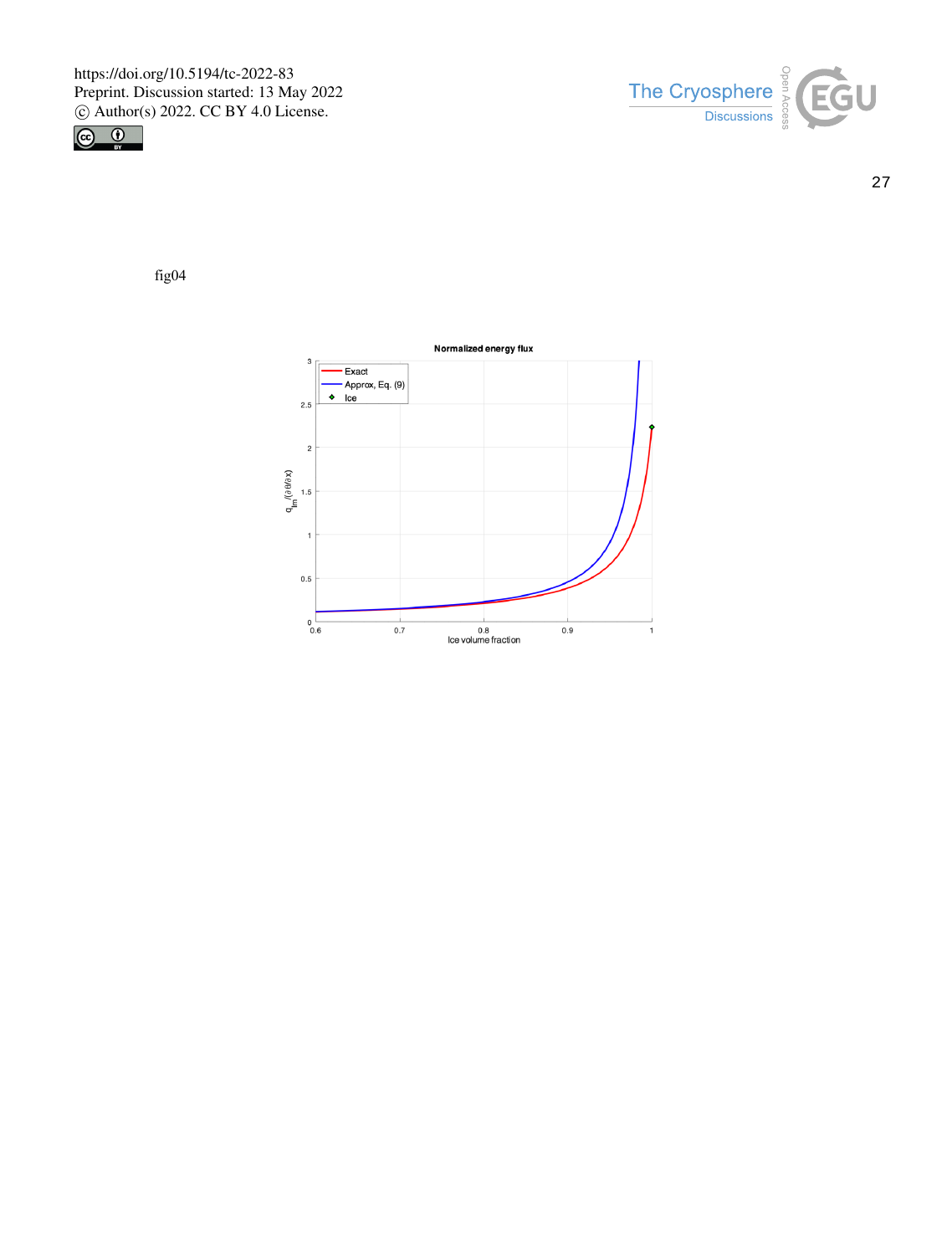fig04

**Normalized energy flux**

Legend: Exact; Approx, Eq. (9); Ice

Y-axis: $q_{lm}/(\partial\theta/\partial x)$

X-axis: Ice volume fraction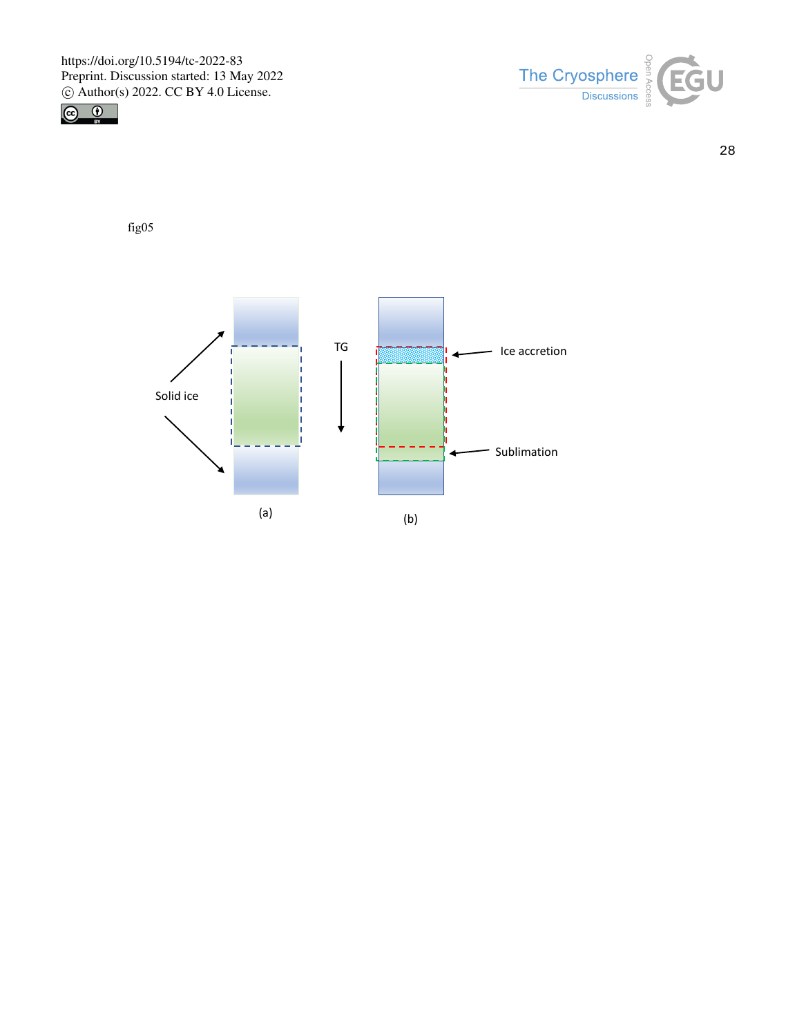fig05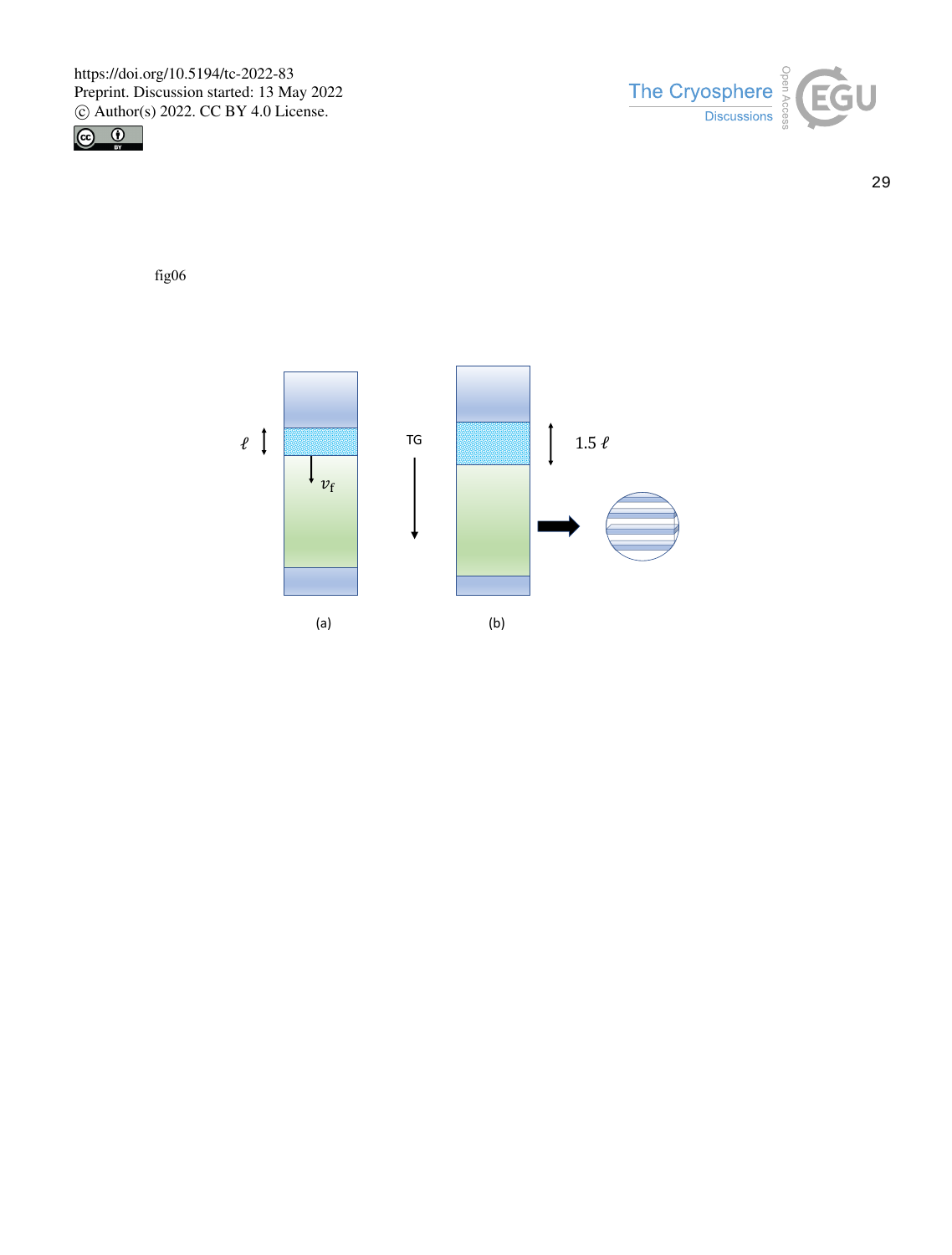fig06

$\ell$

$v_f$

TG

$1.5\ \ell$

(a)

(b)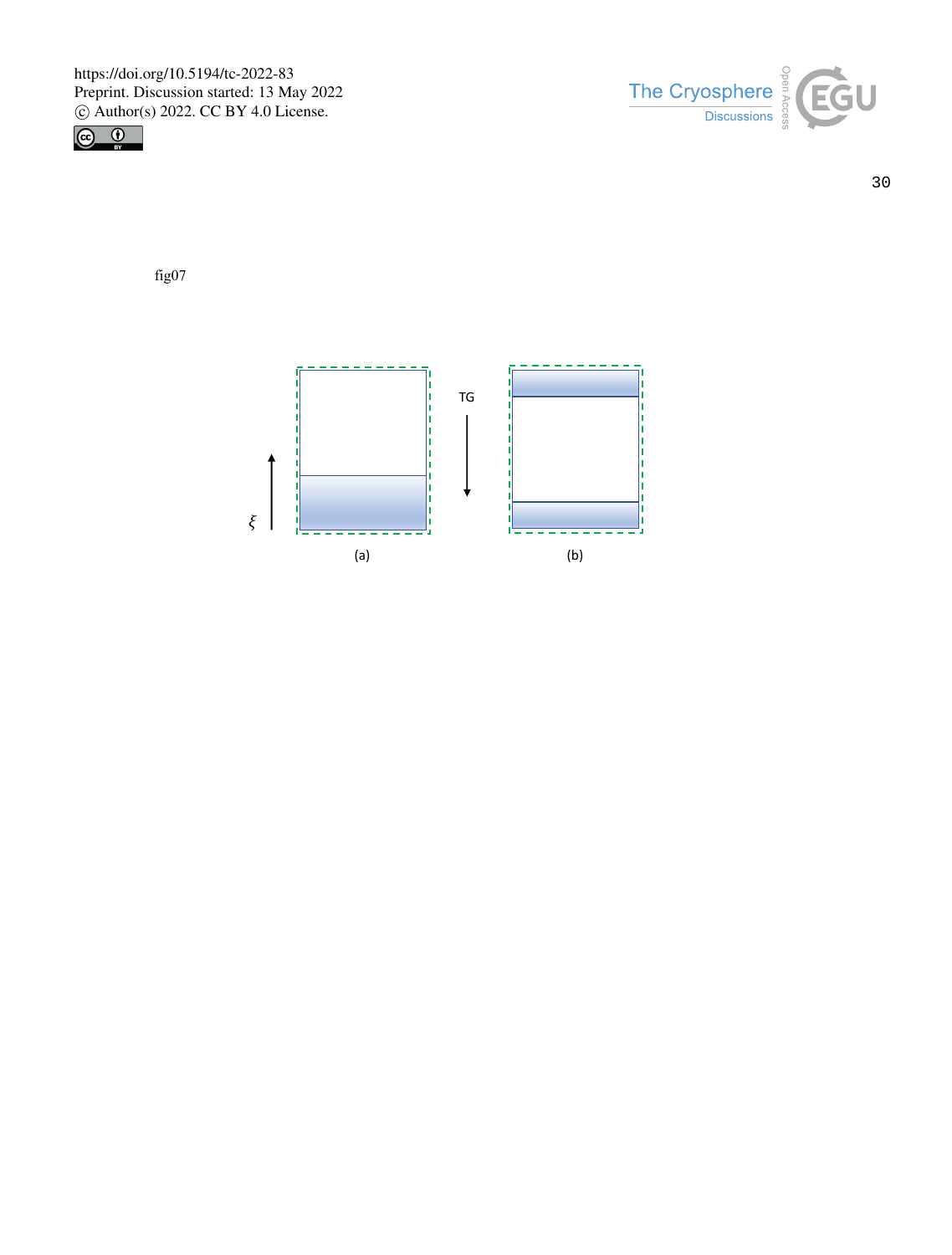fig07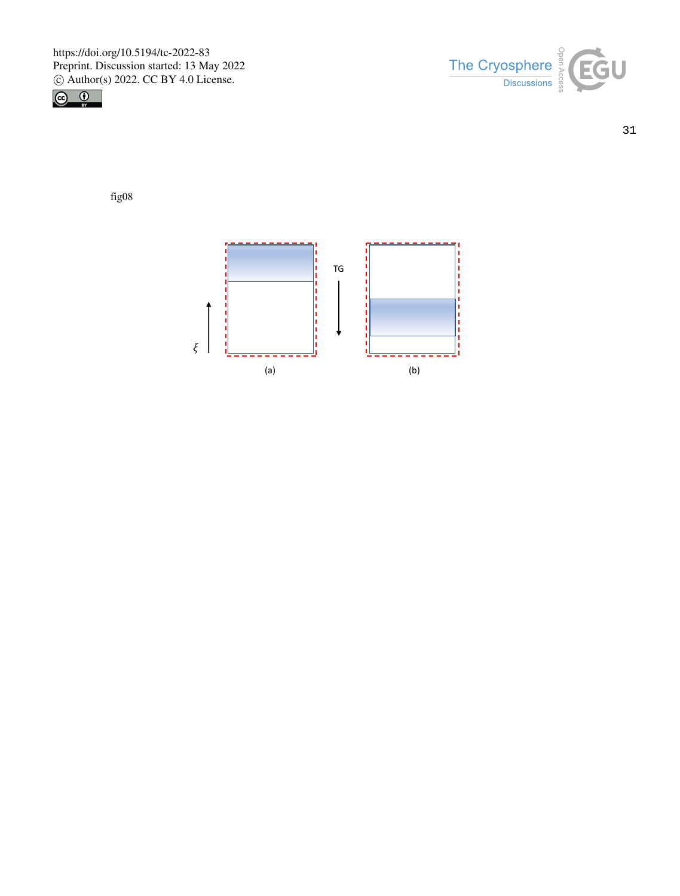fig08

$\xi$

TG

(a)

(b)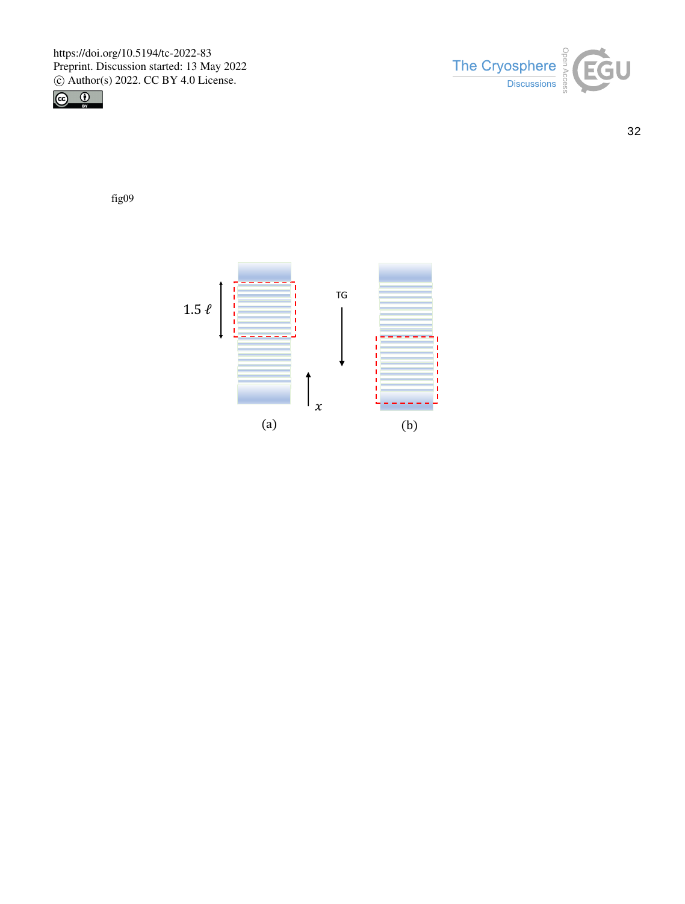fig09

1.5 $\ell$

TG

$x$

(a)

(b)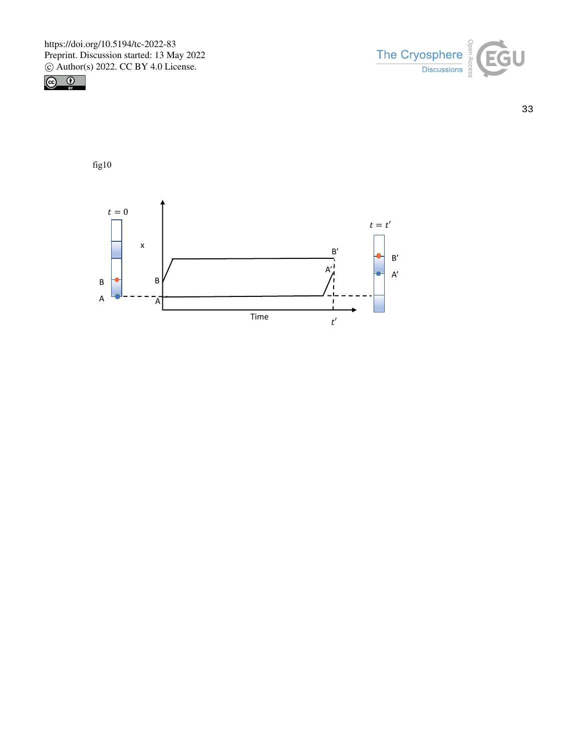fig10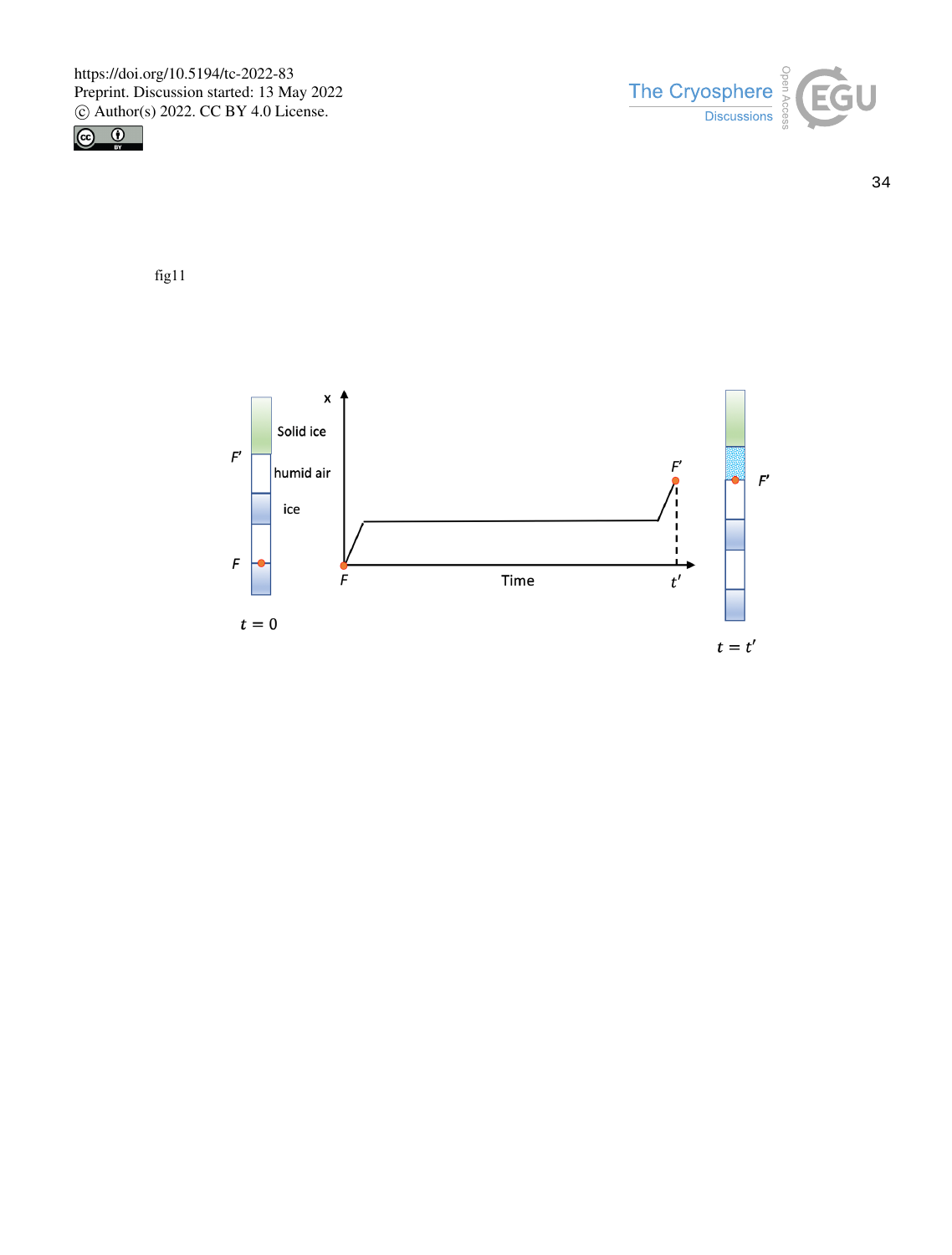fig11

x

Solid ice

humid air

ice

$F'$

$F$

$t = 0$

$F$

Time

$F'$

$t'$

$F'$

$t = t'$